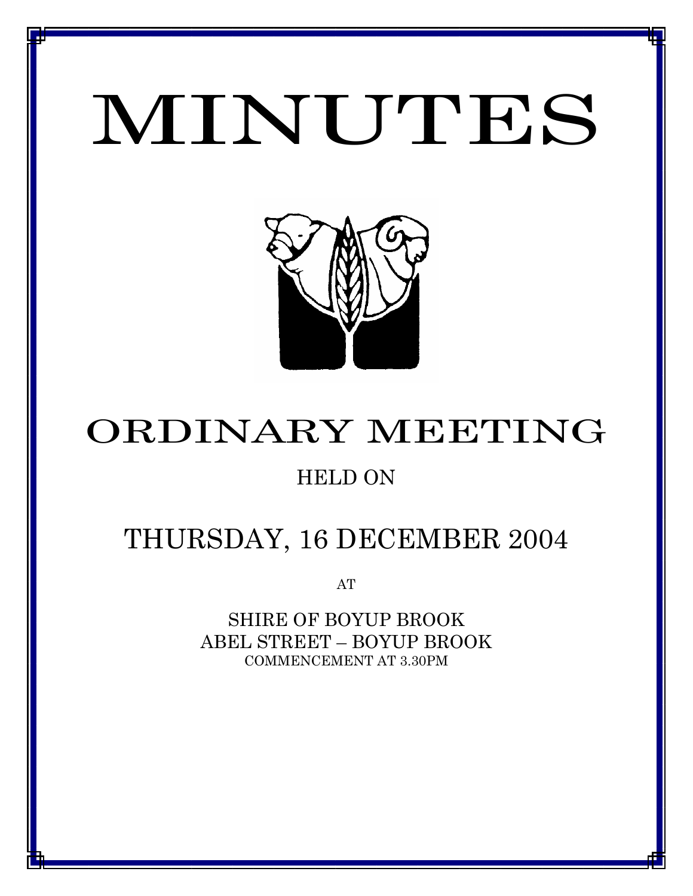# MINUTES

## ORDINARY MEETING

HELD ON

## THURSDAY, 16 DECEMBER 2004

AT

SHIRE OF BOYUP BROOK
ABEL STREET – BOYUP BROOK
COMMENCEMENT AT 3.30PM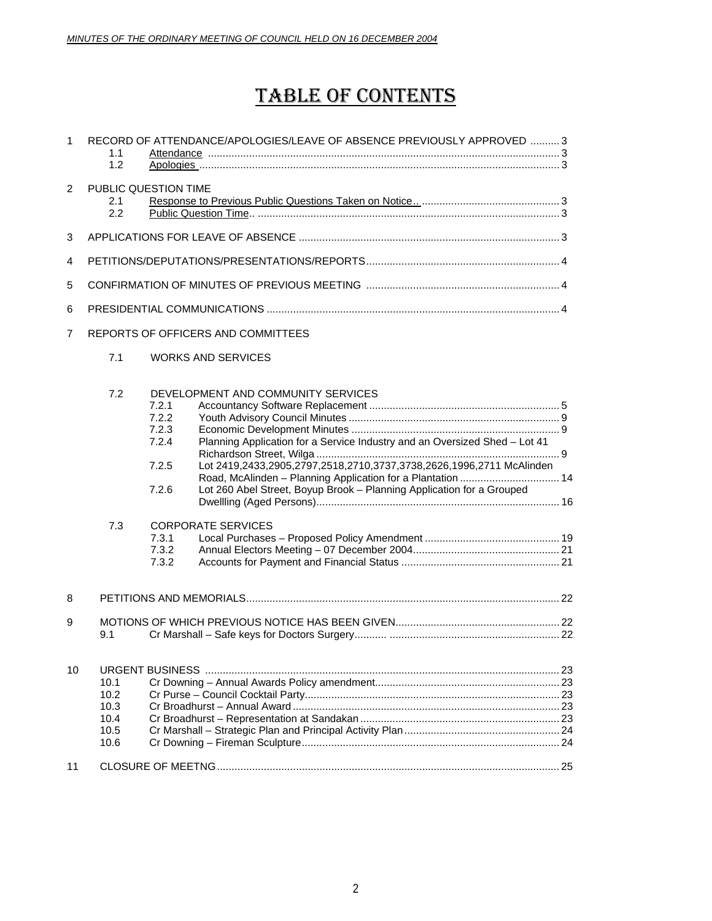# TABLE OF CONTENTS

1 RECORD OF ATTENDANCE/APOLOGIES/LEAVE OF ABSENCE PREVIOUSLY APPROVED .......... 3
- 1.1 Attendance ........ 3
- 1.2 Apologies ........ 3

2 PUBLIC QUESTION TIME
- 2.1 Response to Previous Public Questions Taken on Notice.. ........ 3
- 2.2 Public Question Time.. ........ 3

3 APPLICATIONS FOR LEAVE OF ABSENCE ........ 3

4 PETITIONS/DEPUTATIONS/PRESENTATIONS/REPORTS ........ 4

5 CONFIRMATION OF MINUTES OF PREVIOUS MEETING ........ 4

6 PRESIDENTIAL COMMUNICATIONS ........ 4

7 REPORTS OF OFFICERS AND COMMITTEES

- 7.1 WORKS AND SERVICES

- 7.2 DEVELOPMENT AND COMMUNITY SERVICES
  - 7.2.1 Accountancy Software Replacement ........ 5
  - 7.2.2 Youth Advisory Council Minutes ........ 9
  - 7.2.3 Economic Development Minutes ........ 9
  - 7.2.4 Planning Application for a Service Industry and an Oversized Shed – Lot 41 Richardson Street, Wilga ........ 9
  - 7.2.5 Lot 2419,2433,2905,2797,2518,2710,3737,3738,2626,1996,2711 McAlinden Road, McAlinden – Planning Application for a Plantation ........ 14
  - 7.2.6 Lot 260 Abel Street, Boyup Brook – Planning Application for a Grouped Dwellling (Aged Persons) ........ 16

- 7.3 CORPORATE SERVICES
  - 7.3.1 Local Purchases – Proposed Policy Amendment ........ 19
  - 7.3.2 Annual Electors Meeting – 07 December 2004 ........ 21
  - 7.3.2 Accounts for Payment and Financial Status ........ 21

8 PETITIONS AND MEMORIALS ........ 22

9 MOTIONS OF WHICH PREVIOUS NOTICE HAS BEEN GIVEN ........ 22
- 9.1 Cr Marshall – Safe keys for Doctors Surgery........... ........ 22

10 URGENT BUSINESS ........ 23
- 10.1 Cr Downing – Annual Awards Policy amendment ........ 23
- 10.2 Cr Purse – Council Cocktail Party ........ 23
- 10.3 Cr Broadhurst – Annual Award ........ 23
- 10.4 Cr Broadhurst – Representation at Sandakan ........ 23
- 10.5 Cr Marshall – Strategic Plan and Principal Activity Plan ........ 24
- 10.6 Cr Downing – Fireman Sculpture ........ 24

11 CLOSURE OF MEETNG ........ 25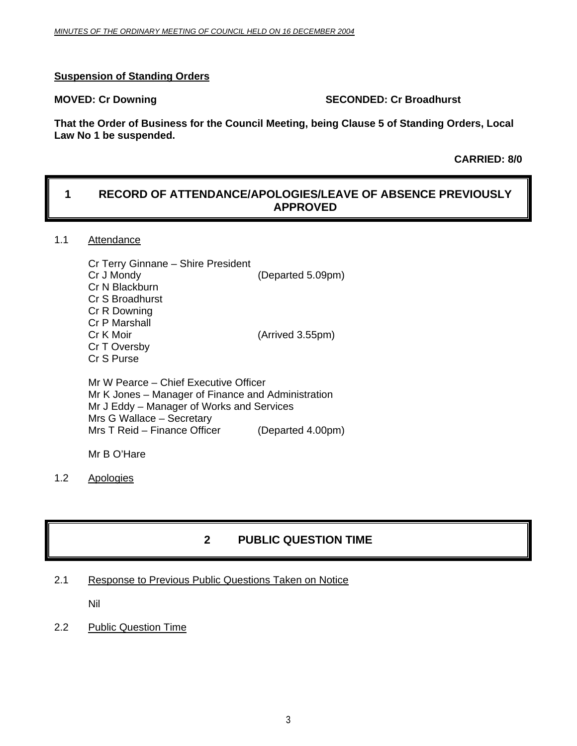**Suspension of Standing Orders**

**MOVED: Cr Downing** **SECONDED: Cr Broadhurst**

**That the Order of Business for the Council Meeting, being Clause 5 of Standing Orders, Local Law No 1 be suspended.**

**CARRIED: 8/0**

# 1 RECORD OF ATTENDANCE/APOLOGIES/LEAVE OF ABSENCE PREVIOUSLY APPROVED

1.1 Attendance

Cr Terry Ginnane – Shire President
Cr J Mondy (Departed 5.09pm)
Cr N Blackburn
Cr S Broadhurst
Cr R Downing
Cr P Marshall
Cr K Moir (Arrived 3.55pm)
Cr T Oversby
Cr S Purse

Mr W Pearce – Chief Executive Officer
Mr K Jones – Manager of Finance and Administration
Mr J Eddy – Manager of Works and Services
Mrs G Wallace – Secretary
Mrs T Reid – Finance Officer (Departed 4.00pm)

Mr B O'Hare

1.2 Apologies

# 2 PUBLIC QUESTION TIME

2.1 Response to Previous Public Questions Taken on Notice

Nil

2.2 Public Question Time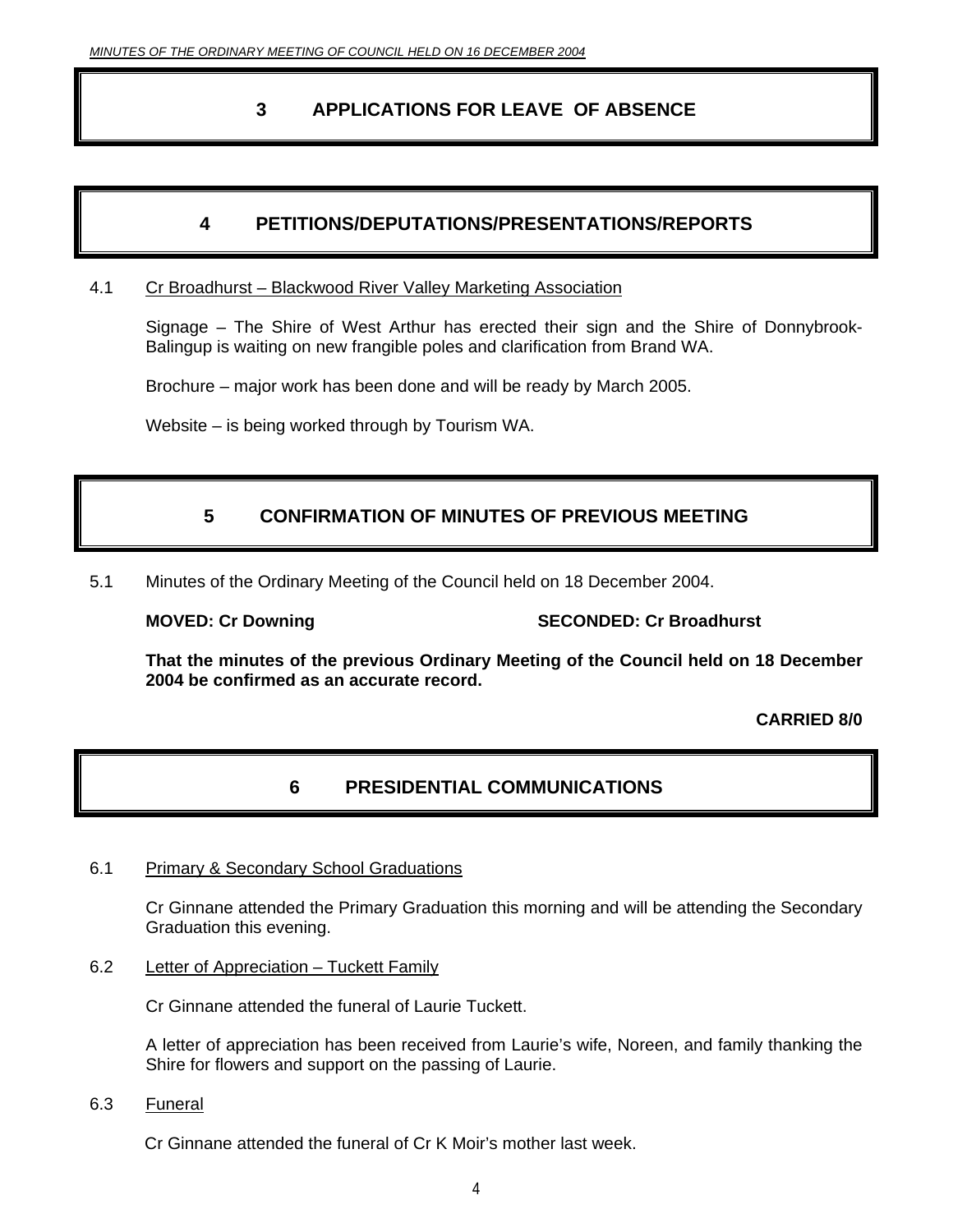# 3 APPLICATIONS FOR LEAVE OF ABSENCE

# 4 PETITIONS/DEPUTATIONS/PRESENTATIONS/REPORTS

4.1 Cr Broadhurst – Blackwood River Valley Marketing Association

Signage – The Shire of West Arthur has erected their sign and the Shire of Donnybrook-Balingup is waiting on new frangible poles and clarification from Brand WA.

Brochure – major work has been done and will be ready by March 2005.

Website – is being worked through by Tourism WA.

# 5 CONFIRMATION OF MINUTES OF PREVIOUS MEETING

5.1 Minutes of the Ordinary Meeting of the Council held on 18 December 2004.

**MOVED: Cr Downing SECONDED: Cr Broadhurst**

**That the minutes of the previous Ordinary Meeting of the Council held on 18 December 2004 be confirmed as an accurate record.**

**CARRIED 8/0**

# 6 PRESIDENTIAL COMMUNICATIONS

6.1 Primary & Secondary School Graduations

Cr Ginnane attended the Primary Graduation this morning and will be attending the Secondary Graduation this evening.

6.2 Letter of Appreciation – Tuckett Family

Cr Ginnane attended the funeral of Laurie Tuckett.

A letter of appreciation has been received from Laurie's wife, Noreen, and family thanking the Shire for flowers and support on the passing of Laurie.

6.3 Funeral

Cr Ginnane attended the funeral of Cr K Moir's mother last week.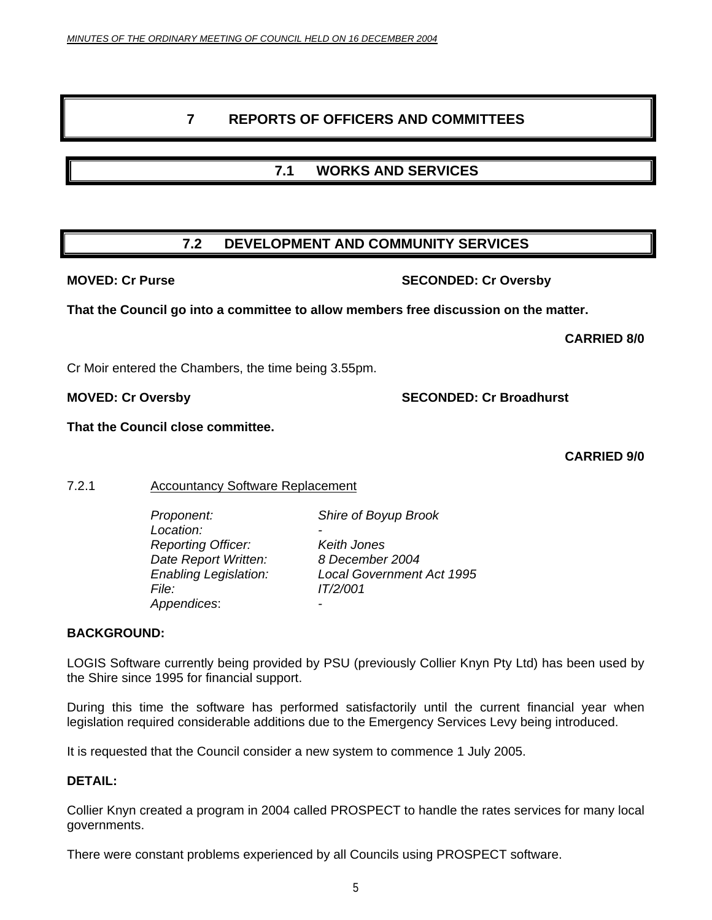# 7 REPORTS OF OFFICERS AND COMMITTEES

## 7.1 WORKS AND SERVICES

## 7.2 DEVELOPMENT AND COMMUNITY SERVICES

**MOVED: Cr Purse** **SECONDED: Cr Oversby**

**That the Council go into a committee to allow members free discussion on the matter.**

**CARRIED 8/0**

Cr Moir entered the Chambers, the time being 3.55pm.

**MOVED: Cr Oversby** **SECONDED: Cr Broadhurst**

**That the Council close committee.**

**CARRIED 9/0**

### 7.2.1 Accountancy Software Replacement

| | |
|---|---|
| *Proponent:* | *Shire of Boyup Brook* |
| *Location:* | *-* |
| *Reporting Officer:* | *Keith Jones* |
| *Date Report Written:* | *8 December 2004* |
| *Enabling Legislation:* | *Local Government Act 1995* |
| *File:* | *IT/2/001* |
| *Appendices:* | *-* |

**BACKGROUND:**

LOGIS Software currently being provided by PSU (previously Collier Knyn Pty Ltd) has been used by the Shire since 1995 for financial support.

During this time the software has performed satisfactorily until the current financial year when legislation required considerable additions due to the Emergency Services Levy being introduced.

It is requested that the Council consider a new system to commence 1 July 2005.

**DETAIL:**

Collier Knyn created a program in 2004 called PROSPECT to handle the rates services for many local governments.

There were constant problems experienced by all Councils using PROSPECT software.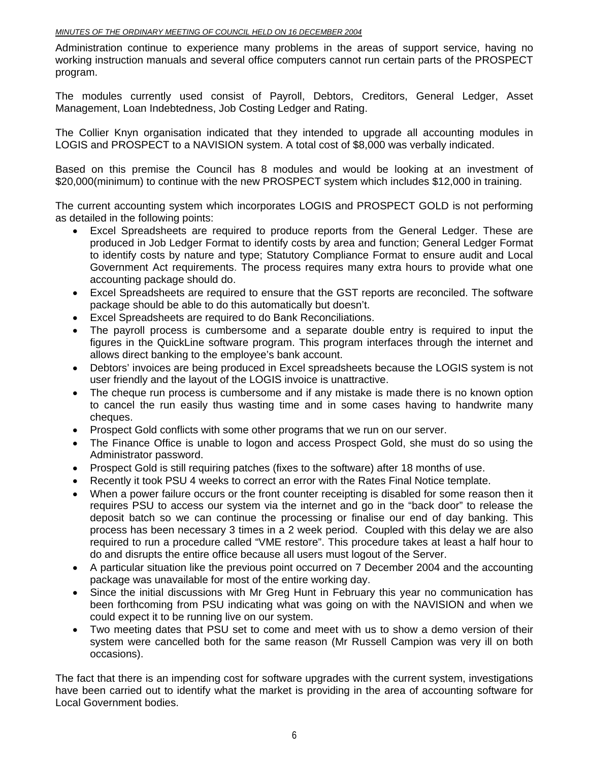Administration continue to experience many problems in the areas of support service, having no working instruction manuals and several office computers cannot run certain parts of the PROSPECT program.

The modules currently used consist of Payroll, Debtors, Creditors, General Ledger, Asset Management, Loan Indebtedness, Job Costing Ledger and Rating.

The Collier Knyn organisation indicated that they intended to upgrade all accounting modules in LOGIS and PROSPECT to a NAVISION system. A total cost of $8,000 was verbally indicated.

Based on this premise the Council has 8 modules and would be looking at an investment of $20,000(minimum) to continue with the new PROSPECT system which includes $12,000 in training.

The current accounting system which incorporates LOGIS and PROSPECT GOLD is not performing as detailed in the following points:

- Excel Spreadsheets are required to produce reports from the General Ledger. These are produced in Job Ledger Format to identify costs by area and function; General Ledger Format to identify costs by nature and type; Statutory Compliance Format to ensure audit and Local Government Act requirements. The process requires many extra hours to provide what one accounting package should do.
- Excel Spreadsheets are required to ensure that the GST reports are reconciled. The software package should be able to do this automatically but doesn't.
- Excel Spreadsheets are required to do Bank Reconciliations.
- The payroll process is cumbersome and a separate double entry is required to input the figures in the QuickLine software program. This program interfaces through the internet and allows direct banking to the employee's bank account.
- Debtors' invoices are being produced in Excel spreadsheets because the LOGIS system is not user friendly and the layout of the LOGIS invoice is unattractive.
- The cheque run process is cumbersome and if any mistake is made there is no known option to cancel the run easily thus wasting time and in some cases having to handwrite many cheques.
- Prospect Gold conflicts with some other programs that we run on our server.
- The Finance Office is unable to logon and access Prospect Gold, she must do so using the Administrator password.
- Prospect Gold is still requiring patches (fixes to the software) after 18 months of use.
- Recently it took PSU 4 weeks to correct an error with the Rates Final Notice template.
- When a power failure occurs or the front counter receipting is disabled for some reason then it requires PSU to access our system via the internet and go in the "back door" to release the deposit batch so we can continue the processing or finalise our end of day banking. This process has been necessary 3 times in a 2 week period. Coupled with this delay we are also required to run a procedure called "VME restore". This procedure takes at least a half hour to do and disrupts the entire office because all users must logout of the Server.
- A particular situation like the previous point occurred on 7 December 2004 and the accounting package was unavailable for most of the entire working day.
- Since the initial discussions with Mr Greg Hunt in February this year no communication has been forthcoming from PSU indicating what was going on with the NAVISION and when we could expect it to be running live on our system.
- Two meeting dates that PSU set to come and meet with us to show a demo version of their system were cancelled both for the same reason (Mr Russell Campion was very ill on both occasions).

The fact that there is an impending cost for software upgrades with the current system, investigations have been carried out to identify what the market is providing in the area of accounting software for Local Government bodies.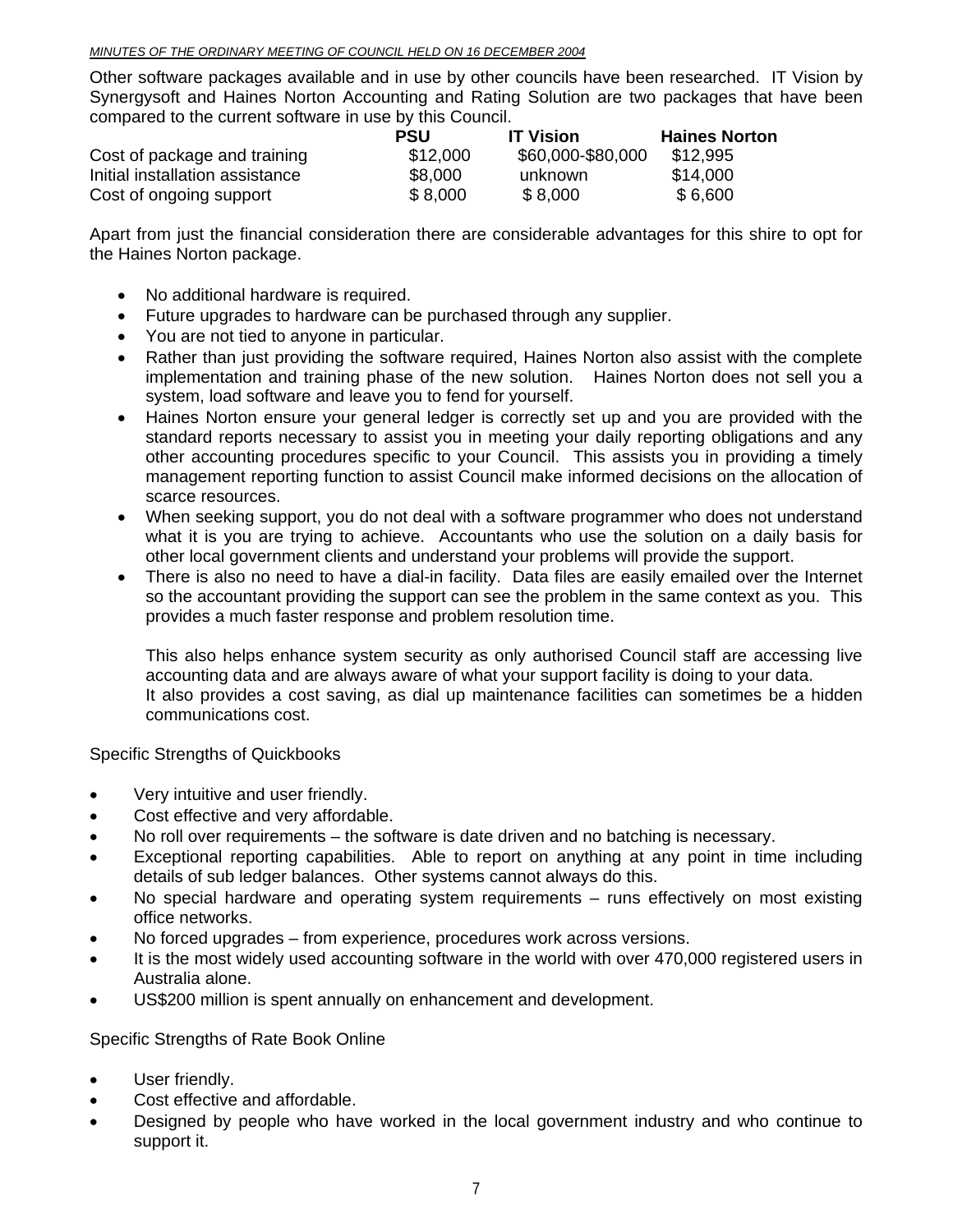Other software packages available and in use by other councils have been researched. IT Vision by Synergysoft and Haines Norton Accounting and Rating Solution are two packages that have been compared to the current software in use by this Council.

| | PSU | IT Vision | Haines Norton |
|---|---|---|---|
| Cost of package and training | $12,000 | $60,000-$80,000 | $12,995 |
| Initial installation assistance | $8,000 | unknown | $14,000 |
| Cost of ongoing support | $ 8,000 | $ 8,000 | $ 6,600 |

Apart from just the financial consideration there are considerable advantages for this shire to opt for the Haines Norton package.

- No additional hardware is required.
- Future upgrades to hardware can be purchased through any supplier.
- You are not tied to anyone in particular.
- Rather than just providing the software required, Haines Norton also assist with the complete implementation and training phase of the new solution. Haines Norton does not sell you a system, load software and leave you to fend for yourself.
- Haines Norton ensure your general ledger is correctly set up and you are provided with the standard reports necessary to assist you in meeting your daily reporting obligations and any other accounting procedures specific to your Council. This assists you in providing a timely management reporting function to assist Council make informed decisions on the allocation of scarce resources.
- When seeking support, you do not deal with a software programmer who does not understand what it is you are trying to achieve. Accountants who use the solution on a daily basis for other local government clients and understand your problems will provide the support.
- There is also no need to have a dial-in facility. Data files are easily emailed over the Internet so the accountant providing the support can see the problem in the same context as you. This provides a much faster response and problem resolution time.

  This also helps enhance system security as only authorised Council staff are accessing live accounting data and are always aware of what your support facility is doing to your data.
  It also provides a cost saving, as dial up maintenance facilities can sometimes be a hidden communications cost.

Specific Strengths of Quickbooks

- Very intuitive and user friendly.
- Cost effective and very affordable.
- No roll over requirements – the software is date driven and no batching is necessary.
- Exceptional reporting capabilities. Able to report on anything at any point in time including details of sub ledger balances. Other systems cannot always do this.
- No special hardware and operating system requirements – runs effectively on most existing office networks.
- No forced upgrades – from experience, procedures work across versions.
- It is the most widely used accounting software in the world with over 470,000 registered users in Australia alone.
- US$200 million is spent annually on enhancement and development.

Specific Strengths of Rate Book Online

- User friendly.
- Cost effective and affordable.
- Designed by people who have worked in the local government industry and who continue to support it.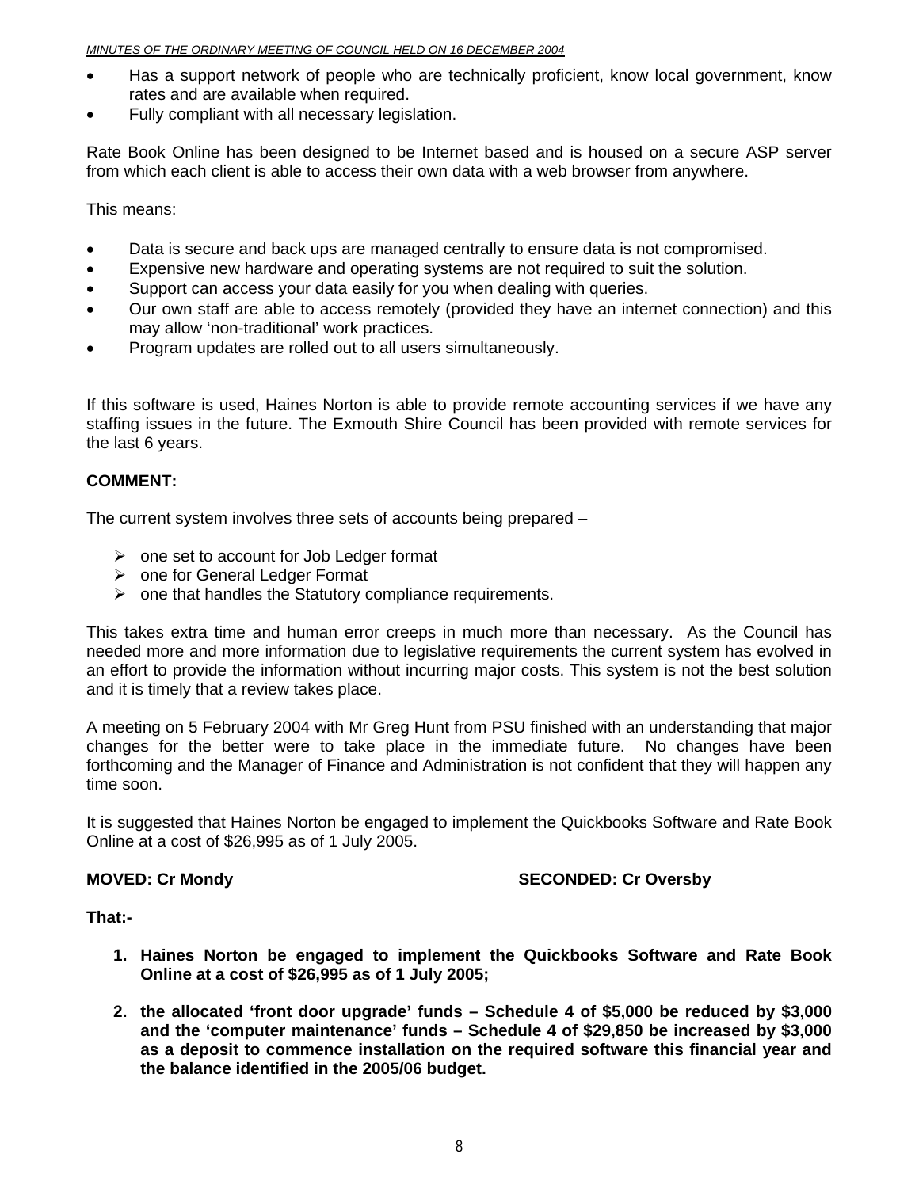- Has a support network of people who are technically proficient, know local government, know rates and are available when required.
- Fully compliant with all necessary legislation.

Rate Book Online has been designed to be Internet based and is housed on a secure ASP server from which each client is able to access their own data with a web browser from anywhere.

This means:

- Data is secure and back ups are managed centrally to ensure data is not compromised.
- Expensive new hardware and operating systems are not required to suit the solution.
- Support can access your data easily for you when dealing with queries.
- Our own staff are able to access remotely (provided they have an internet connection) and this may allow 'non-traditional' work practices.
- Program updates are rolled out to all users simultaneously.

If this software is used, Haines Norton is able to provide remote accounting services if we have any staffing issues in the future. The Exmouth Shire Council has been provided with remote services for the last 6 years.

**COMMENT:**

The current system involves three sets of accounts being prepared –

- one set to account for Job Ledger format
- one for General Ledger Format
- one that handles the Statutory compliance requirements.

This takes extra time and human error creeps in much more than necessary. As the Council has needed more and more information due to legislative requirements the current system has evolved in an effort to provide the information without incurring major costs. This system is not the best solution and it is timely that a review takes place.

A meeting on 5 February 2004 with Mr Greg Hunt from PSU finished with an understanding that major changes for the better were to take place in the immediate future. No changes have been forthcoming and the Manager of Finance and Administration is not confident that they will happen any time soon.

It is suggested that Haines Norton be engaged to implement the Quickbooks Software and Rate Book Online at a cost of $26,995 as of 1 July 2005.

**MOVED: Cr Mondy** **SECONDED: Cr Oversby**

**That:-**

1. **Haines Norton be engaged to implement the Quickbooks Software and Rate Book Online at a cost of $26,995 as of 1 July 2005;**

2. **the allocated 'front door upgrade' funds – Schedule 4 of $5,000 be reduced by $3,000 and the 'computer maintenance' funds – Schedule 4 of $29,850 be increased by $3,000 as a deposit to commence installation on the required software this financial year and the balance identified in the 2005/06 budget.**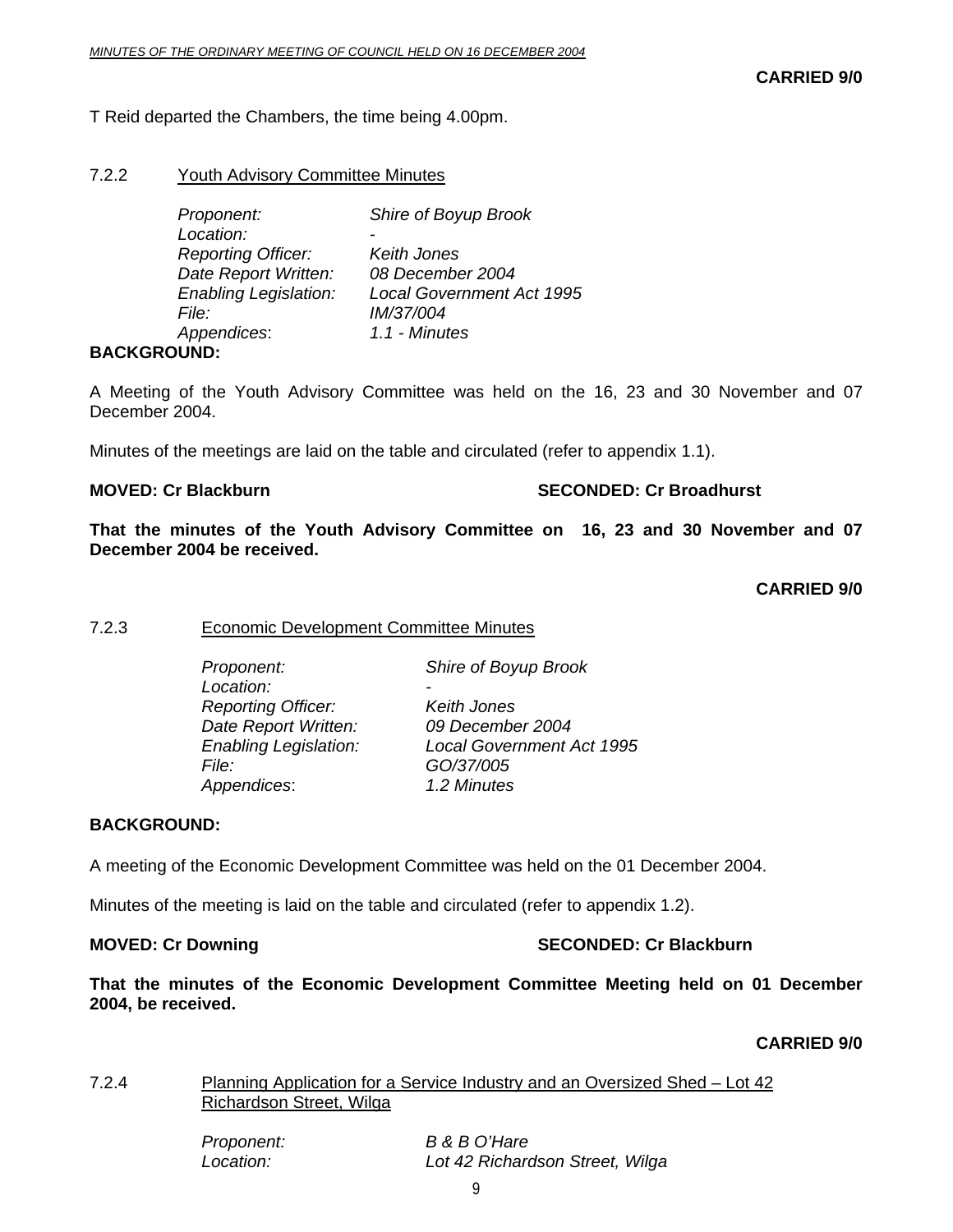**CARRIED 9/0**

T Reid departed the Chambers, the time being 4.00pm.

7.2.2 Youth Advisory Committee Minutes

| | |
|---|---|
| *Proponent:* | *Shire of Boyup Brook* |
| *Location:* | - |
| *Reporting Officer:* | *Keith Jones* |
| *Date Report Written:* | *08 December 2004* |
| *Enabling Legislation:* | *Local Government Act 1995* |
| *File:* | *IM/37/004* |
| *Appendices*: | *1.1 - Minutes* |

**BACKGROUND:**

A Meeting of the Youth Advisory Committee was held on the 16, 23 and 30 November and 07 December 2004.

Minutes of the meetings are laid on the table and circulated (refer to appendix 1.1).

**MOVED: Cr Blackburn SECONDED: Cr Broadhurst**

**That the minutes of the Youth Advisory Committee on 16, 23 and 30 November and 07 December 2004 be received.**

**CARRIED 9/0**

7.2.3 Economic Development Committee Minutes

| | |
|---|---|
| *Proponent:* | *Shire of Boyup Brook* |
| *Location:* | - |
| *Reporting Officer:* | *Keith Jones* |
| *Date Report Written:* | *09 December 2004* |
| *Enabling Legislation:* | *Local Government Act 1995* |
| *File:* | *GO/37/005* |
| *Appendices*: | *1.2 Minutes* |

**BACKGROUND:**

A meeting of the Economic Development Committee was held on the 01 December 2004.

Minutes of the meeting is laid on the table and circulated (refer to appendix 1.2).

**MOVED: Cr Downing SECONDED: Cr Blackburn**

**That the minutes of the Economic Development Committee Meeting held on 01 December 2004, be received.**

**CARRIED 9/0**

7.2.4 Planning Application for a Service Industry and an Oversized Shed – Lot 42 Richardson Street, Wilga

| | |
|---|---|
| *Proponent:* | *B & B O'Hare* |
| *Location:* | *Lot 42 Richardson Street, Wilga* |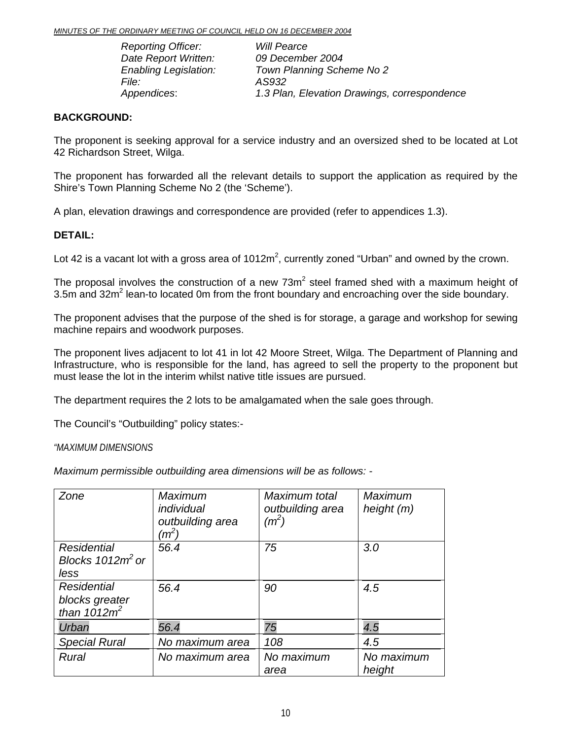| | |
|---|---|
| *Reporting Officer:* | *Will Pearce* |
| *Date Report Written:* | *09 December 2004* |
| *Enabling Legislation:* | *Town Planning Scheme No 2* |
| *File:* | *AS932* |
| *Appendices*: | *1.3 Plan, Elevation Drawings, correspondence* |

**BACKGROUND:**

The proponent is seeking approval for a service industry and an oversized shed to be located at Lot 42 Richardson Street, Wilga.

The proponent has forwarded all the relevant details to support the application as required by the Shire's Town Planning Scheme No 2 (the 'Scheme').

A plan, elevation drawings and correspondence are provided (refer to appendices 1.3).

**DETAIL:**

Lot 42 is a vacant lot with a gross area of 1012m$^2$, currently zoned "Urban" and owned by the crown.

The proposal involves the construction of a new 73m$^2$ steel framed shed with a maximum height of 3.5m and 32m$^2$ lean-to located 0m from the front boundary and encroaching over the side boundary.

The proponent advises that the purpose of the shed is for storage, a garage and workshop for sewing machine repairs and woodwork purposes.

The proponent lives adjacent to lot 41 in lot 42 Moore Street, Wilga. The Department of Planning and Infrastructure, who is responsible for the land, has agreed to sell the property to the proponent but must lease the lot in the interim whilst native title issues are pursued.

The department requires the 2 lots to be amalgamated when the sale goes through.

The Council's "Outbuilding" policy states:-

*"MAXIMUM DIMENSIONS*

*Maximum permissible outbuilding area dimensions will be as follows: -*

| *Zone* | *Maximum individual outbuilding area (m$^2$)* | *Maximum total outbuilding area (m$^2$)* | *Maximum height (m)* |
|---|---|---|---|
| *Residential Blocks 1012m$^2$ or less* | *56.4* | *75* | *3.0* |
| *Residential blocks greater than 1012m$^2$* | *56.4* | *90* | *4.5* |
| *Urban* | *56.4* | *75* | *4.5* |
| *Special Rural* | *No maximum area* | *108* | *4.5* |
| *Rural* | *No maximum area* | *No maximum area* | *No maximum height* |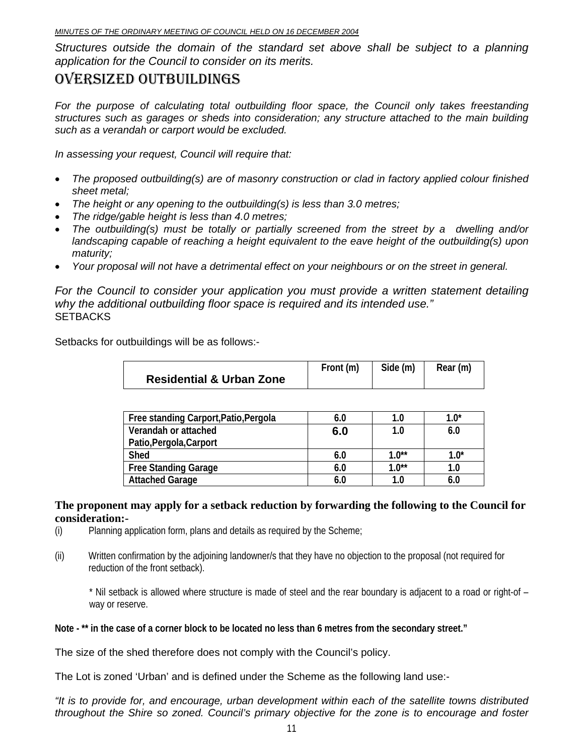*Structures outside the domain of the standard set above shall be subject to a planning application for the Council to consider on its merits.*

## OVERSIZED OUTBUILDINGS

*For the purpose of calculating total outbuilding floor space, the Council only takes freestanding structures such as garages or sheds into consideration; any structure attached to the main building such as a verandah or carport would be excluded.*

*In assessing your request, Council will require that:*

- *The proposed outbuilding(s) are of masonry construction or clad in factory applied colour finished sheet metal;*
- *The height or any opening to the outbuilding(s) is less than 3.0 metres;*
- *The ridge/gable height is less than 4.0 metres;*
- *The outbuilding(s) must be totally or partially screened from the street by a dwelling and/or landscaping capable of reaching a height equivalent to the eave height of the outbuilding(s) upon maturity;*
- *Your proposal will not have a detrimental effect on your neighbours or on the street in general.*

*For the Council to consider your application you must provide a written statement detailing why the additional outbuilding floor space is required and its intended use."*

SETBACKS

Setbacks for outbuildings will be as follows:-

| Residential & Urban Zone | Front (m) | Side (m) | Rear (m) |
|---|---|---|---|
| Free standing Carport,Patio,Pergola | 6.0 | 1.0 | 1.0* |
| Verandah or attached Patio,Pergola,Carport | 6.0 | 1.0 | 6.0 |
| Shed | 6.0 | 1.0** | 1.0* |
| Free Standing Garage | 6.0 | 1.0** | 1.0 |
| Attached Garage | 6.0 | 1.0 | 6.0 |

**The proponent may apply for a setback reduction by forwarding the following to the Council for consideration:-**

(i) Planning application form, plans and details as required by the Scheme;

(ii) Written confirmation by the adjoining landowner/s that they have no objection to the proposal (not required for reduction of the front setback).

\* Nil setback is allowed where structure is made of steel and the rear boundary is adjacent to a road or right-of –way or reserve.

**Note - ** in the case of a corner block to be located no less than 6 metres from the secondary street."**

The size of the shed therefore does not comply with the Council's policy.

The Lot is zoned 'Urban' and is defined under the Scheme as the following land use:-

*"It is to provide for, and encourage, urban development within each of the satellite towns distributed throughout the Shire so zoned. Council's primary objective for the zone is to encourage and foster*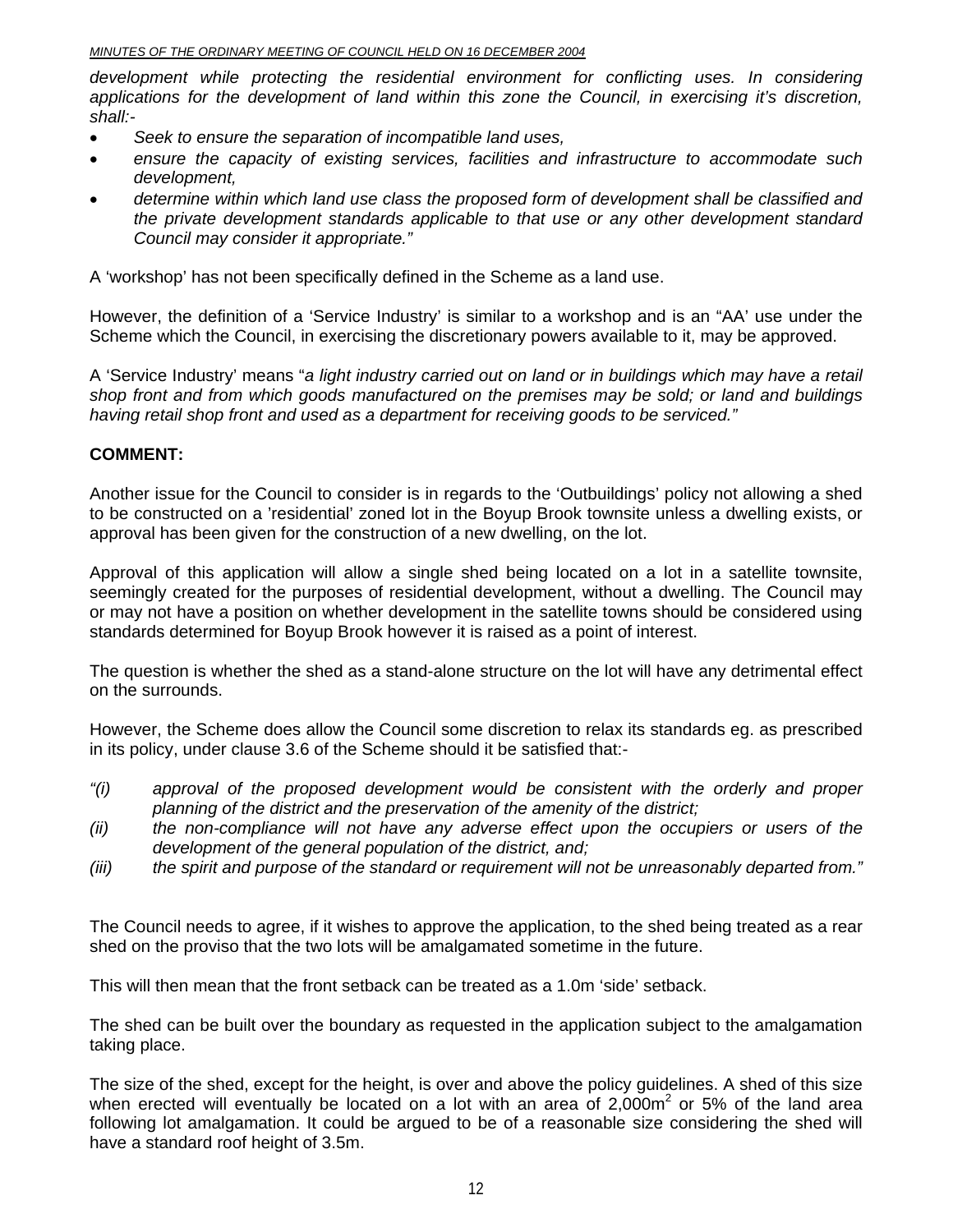*development while protecting the residential environment for conflicting uses. In considering applications for the development of land within this zone the Council, in exercising it's discretion, shall:-*

- *Seek to ensure the separation of incompatible land uses,*
- *ensure the capacity of existing services, facilities and infrastructure to accommodate such development,*
- *determine within which land use class the proposed form of development shall be classified and the private development standards applicable to that use or any other development standard Council may consider it appropriate."*

A 'workshop' has not been specifically defined in the Scheme as a land use.

However, the definition of a 'Service Industry' is similar to a workshop and is an "AA' use under the Scheme which the Council, in exercising the discretionary powers available to it, may be approved.

A 'Service Industry' means "*a light industry carried out on land or in buildings which may have a retail shop front and from which goods manufactured on the premises may be sold; or land and buildings having retail shop front and used as a department for receiving goods to be serviced."*

**COMMENT:**

Another issue for the Council to consider is in regards to the 'Outbuildings' policy not allowing a shed to be constructed on a 'residential' zoned lot in the Boyup Brook townsite unless a dwelling exists, or approval has been given for the construction of a new dwelling, on the lot.

Approval of this application will allow a single shed being located on a lot in a satellite townsite, seemingly created for the purposes of residential development, without a dwelling. The Council may or may not have a position on whether development in the satellite towns should be considered using standards determined for Boyup Brook however it is raised as a point of interest.

The question is whether the shed as a stand-alone structure on the lot will have any detrimental effect on the surrounds.

However, the Scheme does allow the Council some discretion to relax its standards eg. as prescribed in its policy, under clause 3.6 of the Scheme should it be satisfied that:-

*"(i) approval of the proposed development would be consistent with the orderly and proper planning of the district and the preservation of the amenity of the district;*

*(ii) the non-compliance will not have any adverse effect upon the occupiers or users of the development of the general population of the district, and;*

*(iii) the spirit and purpose of the standard or requirement will not be unreasonably departed from."*

The Council needs to agree, if it wishes to approve the application, to the shed being treated as a rear shed on the proviso that the two lots will be amalgamated sometime in the future.

This will then mean that the front setback can be treated as a 1.0m 'side' setback.

The shed can be built over the boundary as requested in the application subject to the amalgamation taking place.

The size of the shed, except for the height, is over and above the policy guidelines. A shed of this size when erected will eventually be located on a lot with an area of 2,000m$^2$ or 5% of the land area following lot amalgamation. It could be argued to be of a reasonable size considering the shed will have a standard roof height of 3.5m.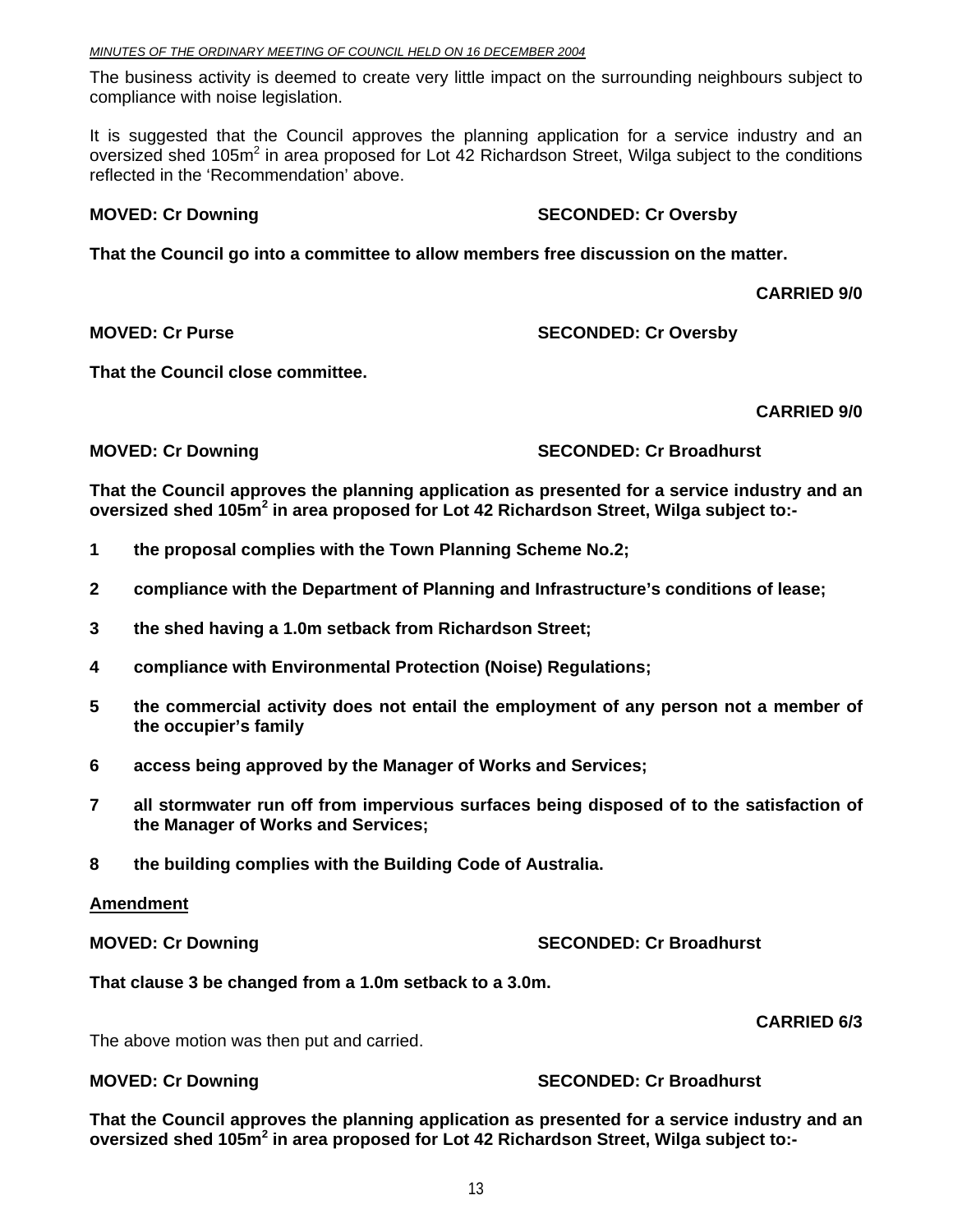The business activity is deemed to create very little impact on the surrounding neighbours subject to compliance with noise legislation.

It is suggested that the Council approves the planning application for a service industry and an oversized shed 105m$^2$ in area proposed for Lot 42 Richardson Street, Wilga subject to the conditions reflected in the 'Recommendation' above.

**MOVED: Cr Downing SECONDED: Cr Oversby**

**That the Council go into a committee to allow members free discussion on the matter.**

**CARRIED 9/0**

**MOVED: Cr Purse SECONDED: Cr Oversby**

**That the Council close committee.**

**CARRIED 9/0**

**MOVED: Cr Downing SECONDED: Cr Broadhurst**

**That the Council approves the planning application as presented for a service industry and an oversized shed 105m$^2$ in area proposed for Lot 42 Richardson Street, Wilga subject to:-**

**1 the proposal complies with the Town Planning Scheme No.2;**

**2 compliance with the Department of Planning and Infrastructure's conditions of lease;**

**3 the shed having a 1.0m setback from Richardson Street;**

**4 compliance with Environmental Protection (Noise) Regulations;**

**5 the commercial activity does not entail the employment of any person not a member of the occupier's family**

**6 access being approved by the Manager of Works and Services;**

**7 all stormwater run off from impervious surfaces being disposed of to the satisfaction of the Manager of Works and Services;**

**8 the building complies with the Building Code of Australia.**

**Amendment**

**MOVED: Cr Downing SECONDED: Cr Broadhurst**

**That clause 3 be changed from a 1.0m setback to a 3.0m.**

**CARRIED 6/3**

The above motion was then put and carried.

**MOVED: Cr Downing SECONDED: Cr Broadhurst**

**That the Council approves the planning application as presented for a service industry and an oversized shed 105m$^2$ in area proposed for Lot 42 Richardson Street, Wilga subject to:-**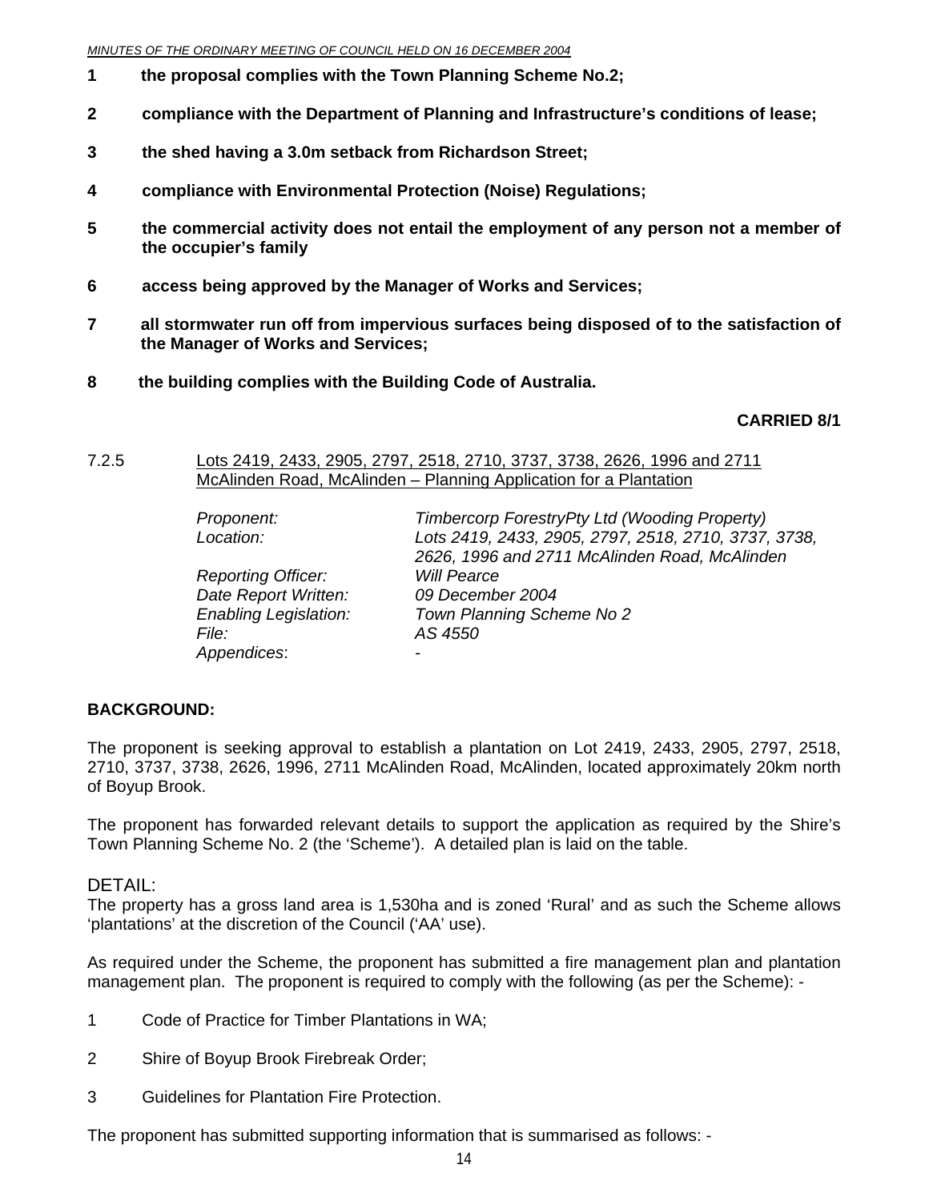**1 the proposal complies with the Town Planning Scheme No.2;**

**2 compliance with the Department of Planning and Infrastructure's conditions of lease;**

**3 the shed having a 3.0m setback from Richardson Street;**

**4 compliance with Environmental Protection (Noise) Regulations;**

**5 the commercial activity does not entail the employment of any person not a member of the occupier's family**

**6 access being approved by the Manager of Works and Services;**

**7 all stormwater run off from impervious surfaces being disposed of to the satisfaction of the Manager of Works and Services;**

**8 the building complies with the Building Code of Australia.**

**CARRIED 8/1**

7.2.5 Lots 2419, 2433, 2905, 2797, 2518, 2710, 3737, 3738, 2626, 1996 and 2711 McAlinden Road, McAlinden – Planning Application for a Plantation

| | |
|---|---|
| *Proponent:* | *Timbercorp ForestryPty Ltd (Wooding Property)* |
| *Location:* | *Lots 2419, 2433, 2905, 2797, 2518, 2710, 3737, 3738, 2626, 1996 and 2711 McAlinden Road, McAlinden* |
| *Reporting Officer:* | *Will Pearce* |
| *Date Report Written:* | *09 December 2004* |
| *Enabling Legislation:* | *Town Planning Scheme No 2* |
| *File:* | *AS 4550* |
| *Appendices:* | - |

**BACKGROUND:**

The proponent is seeking approval to establish a plantation on Lot 2419, 2433, 2905, 2797, 2518, 2710, 3737, 3738, 2626, 1996, 2711 McAlinden Road, McAlinden, located approximately 20km north of Boyup Brook.

The proponent has forwarded relevant details to support the application as required by the Shire's Town Planning Scheme No. 2 (the 'Scheme'). A detailed plan is laid on the table.

DETAIL:

The property has a gross land area is 1,530ha and is zoned 'Rural' and as such the Scheme allows 'plantations' at the discretion of the Council ('AA' use).

As required under the Scheme, the proponent has submitted a fire management plan and plantation management plan. The proponent is required to comply with the following (as per the Scheme): -

1 Code of Practice for Timber Plantations in WA;

2 Shire of Boyup Brook Firebreak Order;

3 Guidelines for Plantation Fire Protection.

The proponent has submitted supporting information that is summarised as follows: -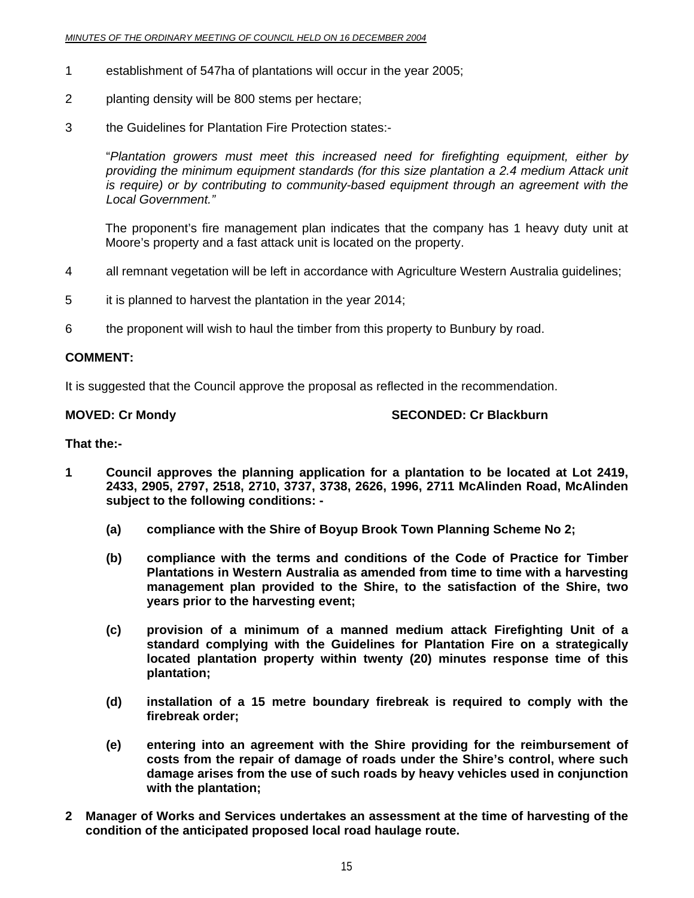1 establishment of 547ha of plantations will occur in the year 2005;

2 planting density will be 800 stems per hectare;

3 the Guidelines for Plantation Fire Protection states:-

"*Plantation growers must meet this increased need for firefighting equipment, either by providing the minimum equipment standards (for this size plantation a 2.4 medium Attack unit is require) or by contributing to community-based equipment through an agreement with the Local Government."*

The proponent's fire management plan indicates that the company has 1 heavy duty unit at Moore's property and a fast attack unit is located on the property.

4 all remnant vegetation will be left in accordance with Agriculture Western Australia guidelines;

5 it is planned to harvest the plantation in the year 2014;

6 the proponent will wish to haul the timber from this property to Bunbury by road.

**COMMENT:**

It is suggested that the Council approve the proposal as reflected in the recommendation.

**MOVED: Cr Mondy** **SECONDED: Cr Blackburn**

**That the:-**

**1 Council approves the planning application for a plantation to be located at Lot 2419, 2433, 2905, 2797, 2518, 2710, 3737, 3738, 2626, 1996, 2711 McAlinden Road, McAlinden subject to the following conditions: -**

**(a) compliance with the Shire of Boyup Brook Town Planning Scheme No 2;**

**(b) compliance with the terms and conditions of the Code of Practice for Timber Plantations in Western Australia as amended from time to time with a harvesting management plan provided to the Shire, to the satisfaction of the Shire, two years prior to the harvesting event;**

**(c) provision of a minimum of a manned medium attack Firefighting Unit of a standard complying with the Guidelines for Plantation Fire on a strategically located plantation property within twenty (20) minutes response time of this plantation;**

**(d) installation of a 15 metre boundary firebreak is required to comply with the firebreak order;**

**(e) entering into an agreement with the Shire providing for the reimbursement of costs from the repair of damage of roads under the Shire's control, where such damage arises from the use of such roads by heavy vehicles used in conjunction with the plantation;**

**2 Manager of Works and Services undertakes an assessment at the time of harvesting of the condition of the anticipated proposed local road haulage route.**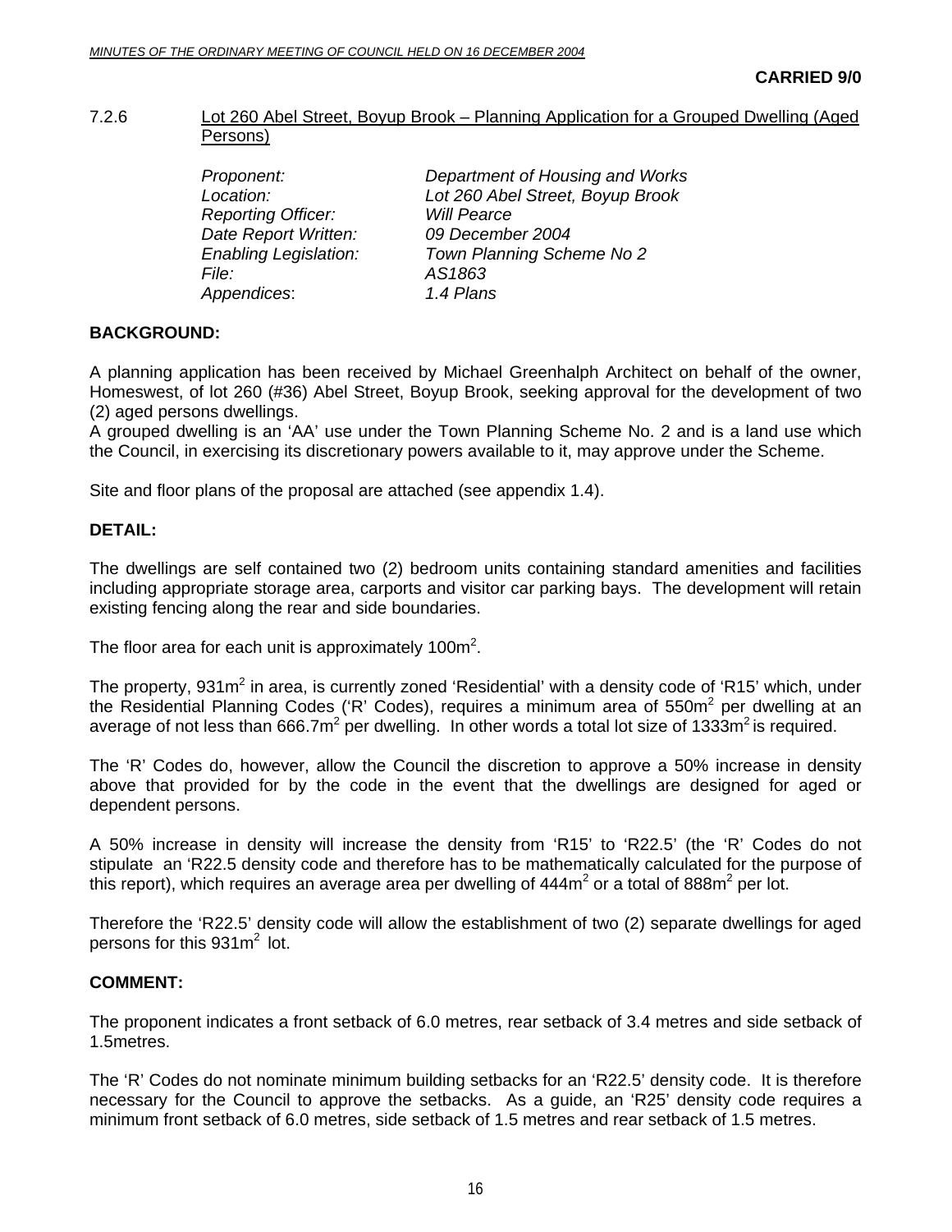**CARRIED 9/0**

7.2.6 Lot 260 Abel Street, Boyup Brook – Planning Application for a Grouped Dwelling (Aged Persons)

| | |
|---|---|
| *Proponent:* | *Department of Housing and Works* |
| *Location:* | *Lot 260 Abel Street, Boyup Brook* |
| *Reporting Officer:* | *Will Pearce* |
| *Date Report Written:* | *09 December 2004* |
| *Enabling Legislation:* | *Town Planning Scheme No 2* |
| *File:* | *AS1863* |
| *Appendices:* | *1.4 Plans* |

**BACKGROUND:**

A planning application has been received by Michael Greenhalph Architect on behalf of the owner, Homeswest, of lot 260 (#36) Abel Street, Boyup Brook, seeking approval for the development of two (2) aged persons dwellings.

A grouped dwelling is an 'AA' use under the Town Planning Scheme No. 2 and is a land use which the Council, in exercising its discretionary powers available to it, may approve under the Scheme.

Site and floor plans of the proposal are attached (see appendix 1.4).

**DETAIL:**

The dwellings are self contained two (2) bedroom units containing standard amenities and facilities including appropriate storage area, carports and visitor car parking bays. The development will retain existing fencing along the rear and side boundaries.

The floor area for each unit is approximately 100m$^2$.

The property, 931m$^2$ in area, is currently zoned 'Residential' with a density code of 'R15' which, under the Residential Planning Codes ('R' Codes), requires a minimum area of 550m$^2$ per dwelling at an average of not less than 666.7m$^2$ per dwelling. In other words a total lot size of 1333m$^2$ is required.

The 'R' Codes do, however, allow the Council the discretion to approve a 50% increase in density above that provided for by the code in the event that the dwellings are designed for aged or dependent persons.

A 50% increase in density will increase the density from 'R15' to 'R22.5' (the 'R' Codes do not stipulate an 'R22.5 density code and therefore has to be mathematically calculated for the purpose of this report), which requires an average area per dwelling of 444m$^2$ or a total of 888m$^2$ per lot.

Therefore the 'R22.5' density code will allow the establishment of two (2) separate dwellings for aged persons for this 931m$^2$ lot.

**COMMENT:**

The proponent indicates a front setback of 6.0 metres, rear setback of 3.4 metres and side setback of 1.5metres.

The 'R' Codes do not nominate minimum building setbacks for an 'R22.5' density code. It is therefore necessary for the Council to approve the setbacks. As a guide, an 'R25' density code requires a minimum front setback of 6.0 metres, side setback of 1.5 metres and rear setback of 1.5 metres.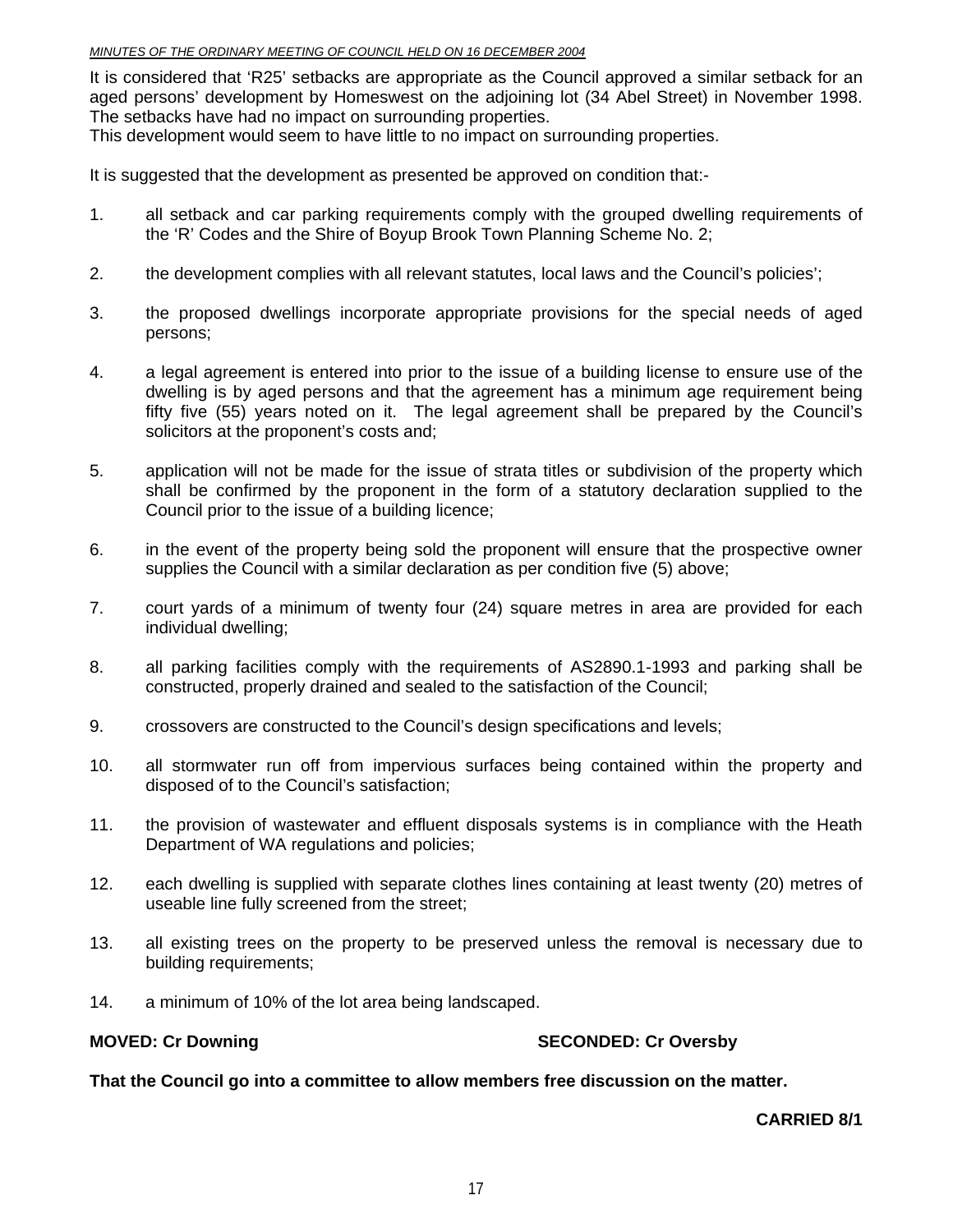It is considered that 'R25' setbacks are appropriate as the Council approved a similar setback for an aged persons' development by Homeswest on the adjoining lot (34 Abel Street) in November 1998. The setbacks have had no impact on surrounding properties.
This development would seem to have little to no impact on surrounding properties.

It is suggested that the development as presented be approved on condition that:-

1. all setback and car parking requirements comply with the grouped dwelling requirements of the 'R' Codes and the Shire of Boyup Brook Town Planning Scheme No. 2;

2. the development complies with all relevant statutes, local laws and the Council's policies';

3. the proposed dwellings incorporate appropriate provisions for the special needs of aged persons;

4. a legal agreement is entered into prior to the issue of a building license to ensure use of the dwelling is by aged persons and that the agreement has a minimum age requirement being fifty five (55) years noted on it. The legal agreement shall be prepared by the Council's solicitors at the proponent's costs and;

5. application will not be made for the issue of strata titles or subdivision of the property which shall be confirmed by the proponent in the form of a statutory declaration supplied to the Council prior to the issue of a building licence;

6. in the event of the property being sold the proponent will ensure that the prospective owner supplies the Council with a similar declaration as per condition five (5) above;

7. court yards of a minimum of twenty four (24) square metres in area are provided for each individual dwelling;

8. all parking facilities comply with the requirements of AS2890.1-1993 and parking shall be constructed, properly drained and sealed to the satisfaction of the Council;

9. crossovers are constructed to the Council's design specifications and levels;

10. all stormwater run off from impervious surfaces being contained within the property and disposed of to the Council's satisfaction;

11. the provision of wastewater and effluent disposals systems is in compliance with the Heath Department of WA regulations and policies;

12. each dwelling is supplied with separate clothes lines containing at least twenty (20) metres of useable line fully screened from the street;

13. all existing trees on the property to be preserved unless the removal is necessary due to building requirements;

14. a minimum of 10% of the lot area being landscaped.

**MOVED: Cr Downing** **SECONDED: Cr Oversby**

**That the Council go into a committee to allow members free discussion on the matter.**

**CARRIED 8/1**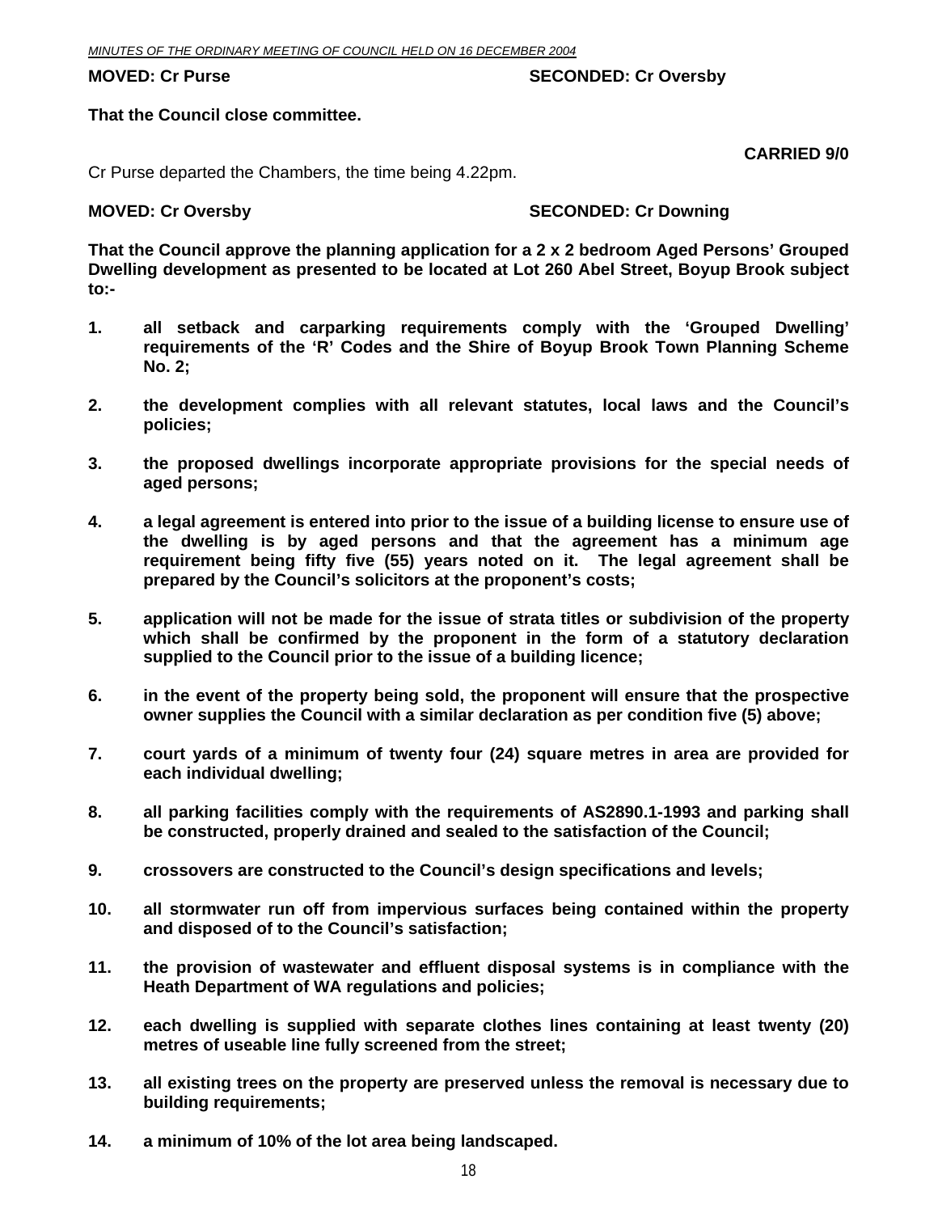**MOVED: Cr Purse SECONDED: Cr Oversby**

**That the Council close committee.**

**CARRIED 9/0**

Cr Purse departed the Chambers, the time being 4.22pm.

**MOVED: Cr Oversby SECONDED: Cr Downing**

**That the Council approve the planning application for a 2 x 2 bedroom Aged Persons' Grouped Dwelling development as presented to be located at Lot 260 Abel Street, Boyup Brook subject to:-**

1. **all setback and carparking requirements comply with the 'Grouped Dwelling' requirements of the 'R' Codes and the Shire of Boyup Brook Town Planning Scheme No. 2;**
2. **the development complies with all relevant statutes, local laws and the Council's policies;**
3. **the proposed dwellings incorporate appropriate provisions for the special needs of aged persons;**
4. **a legal agreement is entered into prior to the issue of a building license to ensure use of the dwelling is by aged persons and that the agreement has a minimum age requirement being fifty five (55) years noted on it. The legal agreement shall be prepared by the Council's solicitors at the proponent's costs;**
5. **application will not be made for the issue of strata titles or subdivision of the property which shall be confirmed by the proponent in the form of a statutory declaration supplied to the Council prior to the issue of a building licence;**
6. **in the event of the property being sold, the proponent will ensure that the prospective owner supplies the Council with a similar declaration as per condition five (5) above;**
7. **court yards of a minimum of twenty four (24) square metres in area are provided for each individual dwelling;**
8. **all parking facilities comply with the requirements of AS2890.1-1993 and parking shall be constructed, properly drained and sealed to the satisfaction of the Council;**
9. **crossovers are constructed to the Council's design specifications and levels;**
10. **all stormwater run off from impervious surfaces being contained within the property and disposed of to the Council's satisfaction;**
11. **the provision of wastewater and effluent disposal systems is in compliance with the Heath Department of WA regulations and policies;**
12. **each dwelling is supplied with separate clothes lines containing at least twenty (20) metres of useable line fully screened from the street;**
13. **all existing trees on the property are preserved unless the removal is necessary due to building requirements;**
14. **a minimum of 10% of the lot area being landscaped.**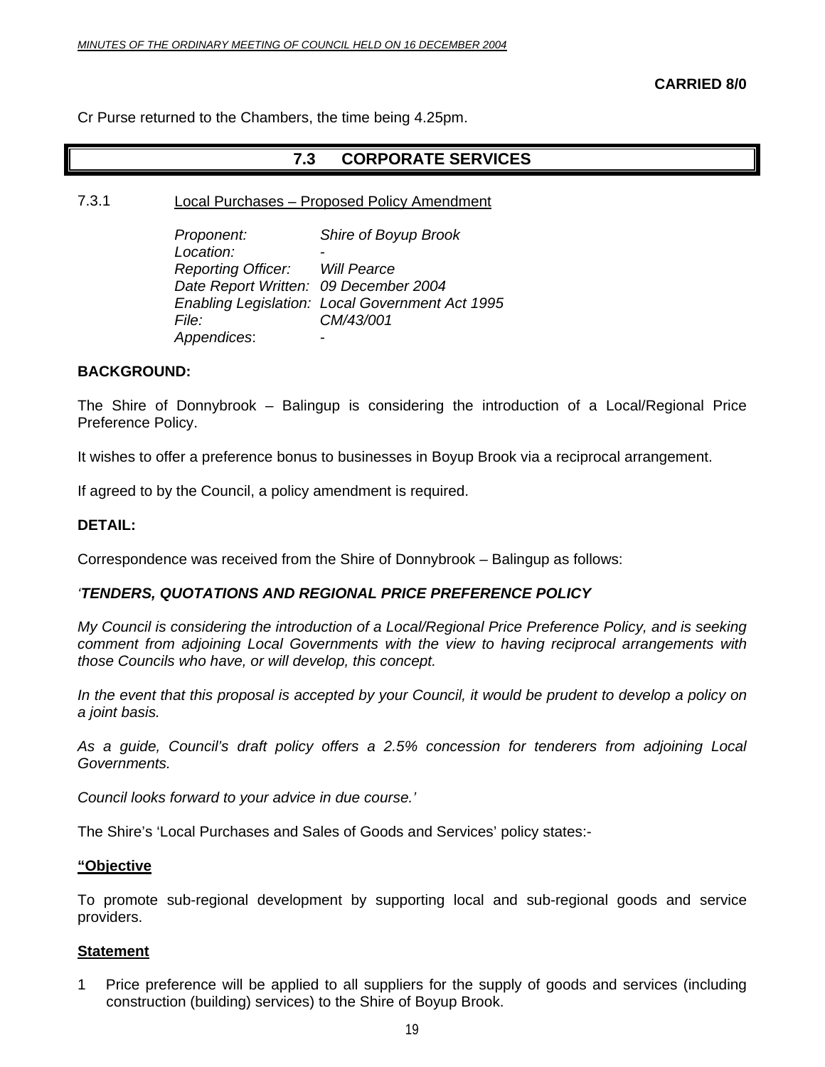**CARRIED 8/0**

Cr Purse returned to the Chambers, the time being 4.25pm.

## 7.3 CORPORATE SERVICES

### 7.3.1 Local Purchases – Proposed Policy Amendment

*Proponent:* *Shire of Boyup Brook*
*Location:* -
*Reporting Officer:* *Will Pearce*
*Date Report Written:* *09 December 2004*
*Enabling Legislation:* *Local Government Act 1995*
*File:* *CM/43/001*
*Appendices*: -

**BACKGROUND:**

The Shire of Donnybrook – Balingup is considering the introduction of a Local/Regional Price Preference Policy.

It wishes to offer a preference bonus to businesses in Boyup Brook via a reciprocal arrangement.

If agreed to by the Council, a policy amendment is required.

**DETAIL:**

Correspondence was received from the Shire of Donnybrook – Balingup as follows:

*'**TENDERS, QUOTATIONS AND REGIONAL PRICE PREFERENCE POLICY***

*My Council is considering the introduction of a Local/Regional Price Preference Policy, and is seeking comment from adjoining Local Governments with the view to having reciprocal arrangements with those Councils who have, or will develop, this concept.*

*In the event that this proposal is accepted by your Council, it would be prudent to develop a policy on a joint basis.*

*As a guide, Council's draft policy offers a 2.5% concession for tenderers from adjoining Local Governments.*

*Council looks forward to your advice in due course.'*

The Shire's 'Local Purchases and Sales of Goods and Services' policy states:-

**"Objective**

To promote sub-regional development by supporting local and sub-regional goods and service providers.

**Statement**

1 Price preference will be applied to all suppliers for the supply of goods and services (including construction (building) services) to the Shire of Boyup Brook.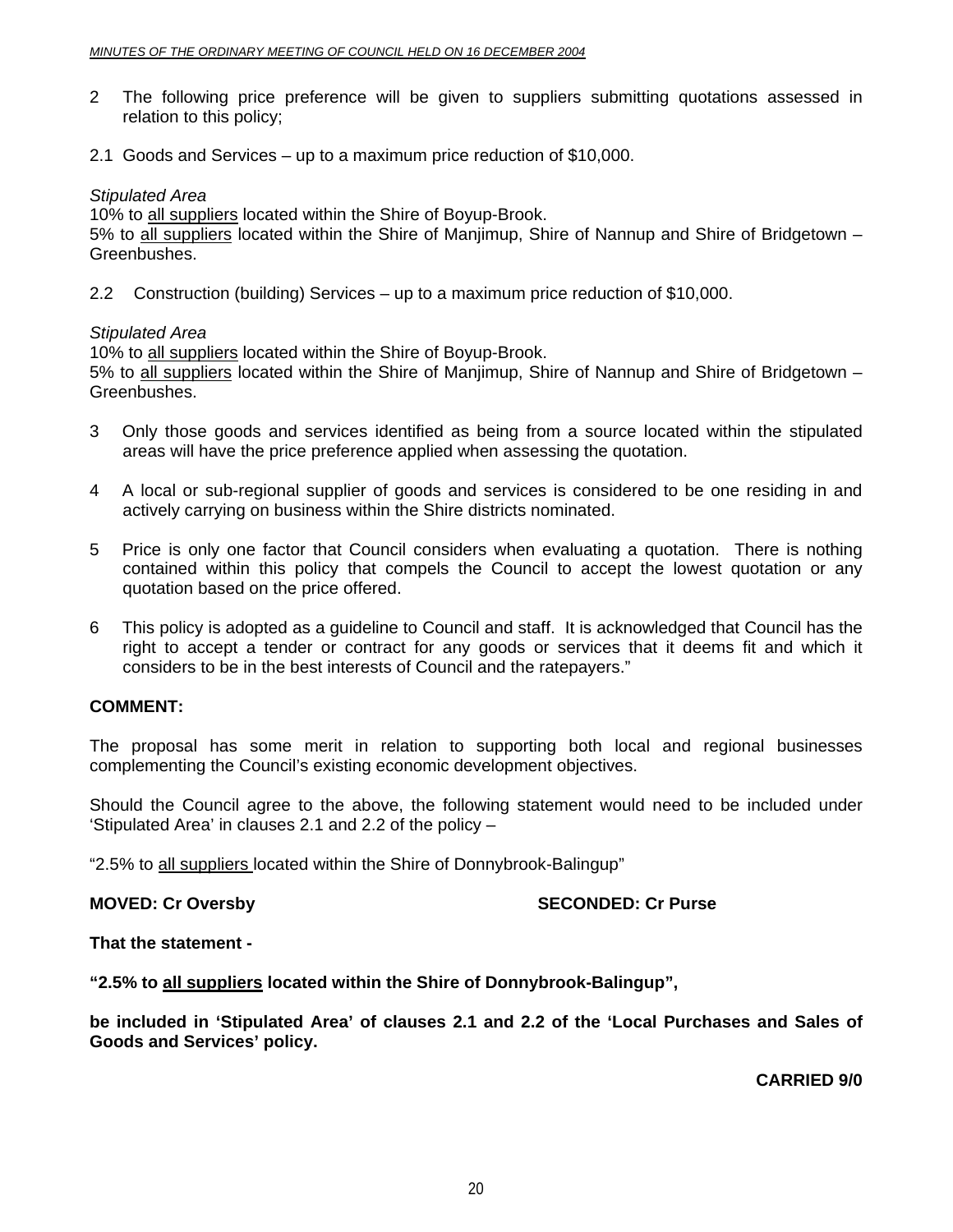2 The following price preference will be given to suppliers submitting quotations assessed in relation to this policy;

2.1 Goods and Services – up to a maximum price reduction of $10,000.

*Stipulated Area*
10% to <u>all suppliers</u> located within the Shire of Boyup-Brook.
5% to <u>all suppliers</u> located within the Shire of Manjimup, Shire of Nannup and Shire of Bridgetown – Greenbushes.

2.2 Construction (building) Services – up to a maximum price reduction of $10,000.

*Stipulated Area*
10% to <u>all suppliers</u> located within the Shire of Boyup-Brook.
5% to <u>all suppliers</u> located within the Shire of Manjimup, Shire of Nannup and Shire of Bridgetown – Greenbushes.

3 Only those goods and services identified as being from a source located within the stipulated areas will have the price preference applied when assessing the quotation.

4 A local or sub-regional supplier of goods and services is considered to be one residing in and actively carrying on business within the Shire districts nominated.

5 Price is only one factor that Council considers when evaluating a quotation. There is nothing contained within this policy that compels the Council to accept the lowest quotation or any quotation based on the price offered.

6 This policy is adopted as a guideline to Council and staff. It is acknowledged that Council has the right to accept a tender or contract for any goods or services that it deems fit and which it considers to be in the best interests of Council and the ratepayers."

**COMMENT:**

The proposal has some merit in relation to supporting both local and regional businesses complementing the Council's existing economic development objectives.

Should the Council agree to the above, the following statement would need to be included under 'Stipulated Area' in clauses 2.1 and 2.2 of the policy –

"2.5% to <u>all suppliers</u> located within the Shire of Donnybrook-Balingup"

**MOVED: Cr Oversby** **SECONDED: Cr Purse**

**That the statement -**

**"2.5% to <u>all suppliers</u> located within the Shire of Donnybrook-Balingup",**

**be included in 'Stipulated Area' of clauses 2.1 and 2.2 of the 'Local Purchases and Sales of Goods and Services' policy.**

**CARRIED 9/0**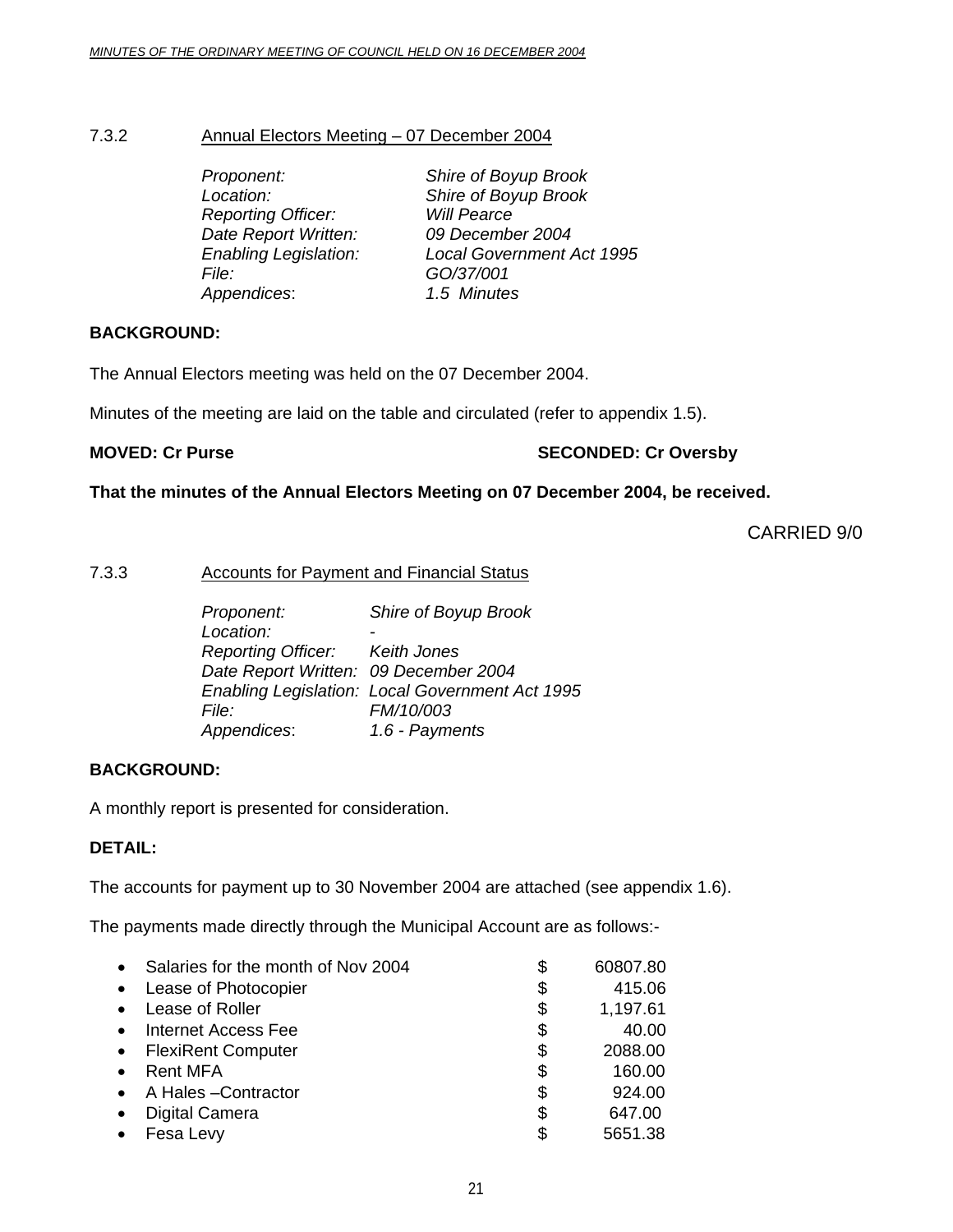7.3.2 Annual Electors Meeting – 07 December 2004

*Proponent:* *Shire of Boyup Brook*
*Location:* *Shire of Boyup Brook*
*Reporting Officer:* *Will Pearce*
*Date Report Written:* *09 December 2004*
*Enabling Legislation:* *Local Government Act 1995*
*File:* *GO/37/001*
*Appendices*: *1.5 Minutes*

**BACKGROUND:**

The Annual Electors meeting was held on the 07 December 2004.

Minutes of the meeting are laid on the table and circulated (refer to appendix 1.5).

**MOVED: Cr Purse** **SECONDED: Cr Oversby**

**That the minutes of the Annual Electors Meeting on 07 December 2004, be received.**

CARRIED 9/0

7.3.3 Accounts for Payment and Financial Status

*Proponent:* *Shire of Boyup Brook*
*Location:* -
*Reporting Officer:* *Keith Jones*
*Date Report Written:* *09 December 2004*
*Enabling Legislation:* *Local Government Act 1995*
*File:* *FM/10/003*
*Appendices*: *1.6 - Payments*

**BACKGROUND:**

A monthly report is presented for consideration.

**DETAIL:**

The accounts for payment up to 30 November 2004 are attached (see appendix 1.6).

The payments made directly through the Municipal Account are as follows:-

- Salaries for the month of Nov 2004 $ 60807.80
- Lease of Photocopier $ 415.06
- Lease of Roller $ 1,197.61
- Internet Access Fee $ 40.00
- FlexiRent Computer $ 2088.00
- Rent MFA $ 160.00
- A Hales –Contractor $ 924.00
- Digital Camera $ 647.00
- Fesa Levy $ 5651.38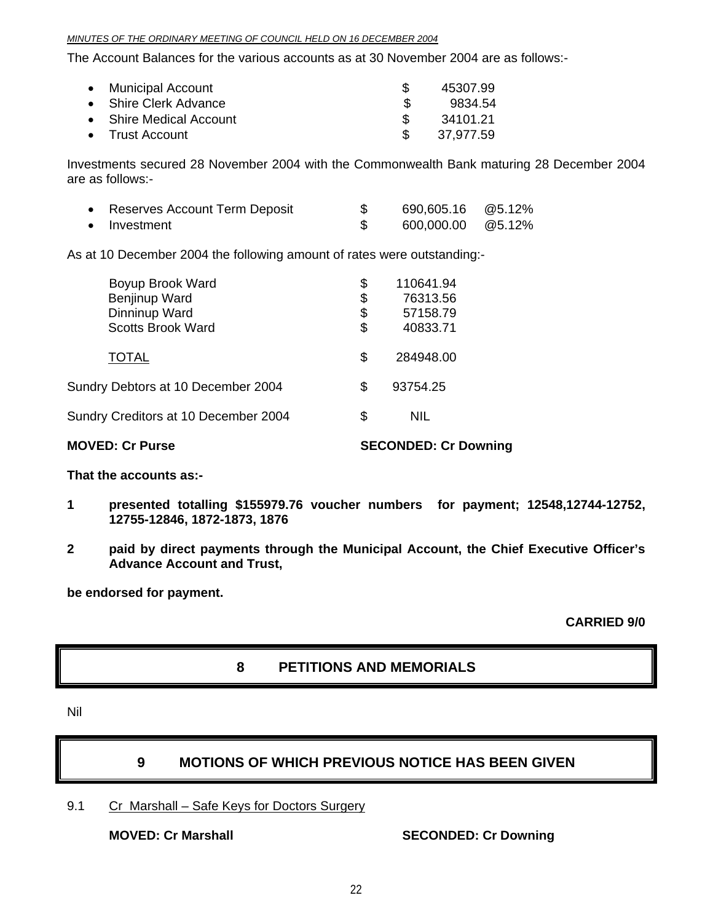The Account Balances for the various accounts as at 30 November 2004 are as follows:-

- Municipal Account $ 45307.99
- Shire Clerk Advance $ 9834.54
- Shire Medical Account $ 34101.21
- Trust Account $ 37,977.59

Investments secured 28 November 2004 with the Commonwealth Bank maturing 28 December 2004 are as follows:-

- Reserves Account Term Deposit $ 690,605.16 @5.12%
- Investment $ 600,000.00 @5.12%

As at 10 December 2004 the following amount of rates were outstanding:-

| | | |
|---|---|---|
| Boyup Brook Ward | $ | 110641.94 |
| Benjinup Ward | $ | 76313.56 |
| Dinninup Ward | $ | 57158.79 |
| Scotts Brook Ward | $ | 40833.71 |
| TOTAL | $ | 284948.00 |

Sundry Debtors at 10 December 2004 $ 93754.25

Sundry Creditors at 10 December 2004 $ NIL

**MOVED: Cr Purse SECONDED: Cr Downing**

**That the accounts as:-**

**1 presented totalling $155979.76 voucher numbers for payment; 12548,12744-12752, 12755-12846, 1872-1873, 1876**

**2 paid by direct payments through the Municipal Account, the Chief Executive Officer's Advance Account and Trust,**

**be endorsed for payment.**

**CARRIED 9/0**

# 8 PETITIONS AND MEMORIALS

Nil

# 9 MOTIONS OF WHICH PREVIOUS NOTICE HAS BEEN GIVEN

9.1 Cr Marshall – Safe Keys for Doctors Surgery

**MOVED: Cr Marshall SECONDED: Cr Downing**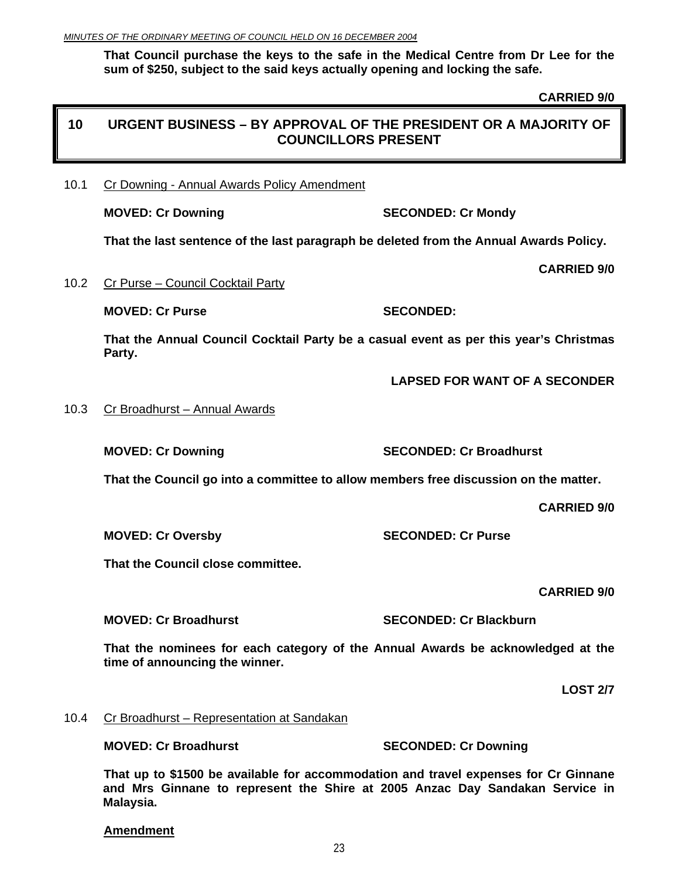**That Council purchase the keys to the safe in the Medical Centre from Dr Lee for the sum of $250, subject to the said keys actually opening and locking the safe.**

**CARRIED 9/0**

# 10 URGENT BUSINESS – BY APPROVAL OF THE PRESIDENT OR A MAJORITY OF COUNCILLORS PRESENT

10.1 Cr Downing - Annual Awards Policy Amendment

**MOVED: Cr Downing** **SECONDED: Cr Mondy**

**That the last sentence of the last paragraph be deleted from the Annual Awards Policy.**

**CARRIED 9/0**

10.2 Cr Purse – Council Cocktail Party

**MOVED: Cr Purse** **SECONDED:**

**That the Annual Council Cocktail Party be a casual event as per this year's Christmas Party.**

**LAPSED FOR WANT OF A SECONDER**

10.3 Cr Broadhurst – Annual Awards

**MOVED: Cr Downing** **SECONDED: Cr Broadhurst**

**That the Council go into a committee to allow members free discussion on the matter.**

**CARRIED 9/0**

**MOVED: Cr Oversby** **SECONDED: Cr Purse**

**That the Council close committee.**

**CARRIED 9/0**

**MOVED: Cr Broadhurst** **SECONDED: Cr Blackburn**

**That the nominees for each category of the Annual Awards be acknowledged at the time of announcing the winner.**

**LOST 2/7**

10.4 Cr Broadhurst – Representation at Sandakan

**MOVED: Cr Broadhurst** **SECONDED: Cr Downing**

**That up to $1500 be available for accommodation and travel expenses for Cr Ginnane and Mrs Ginnane to represent the Shire at 2005 Anzac Day Sandakan Service in Malaysia.**

**Amendment**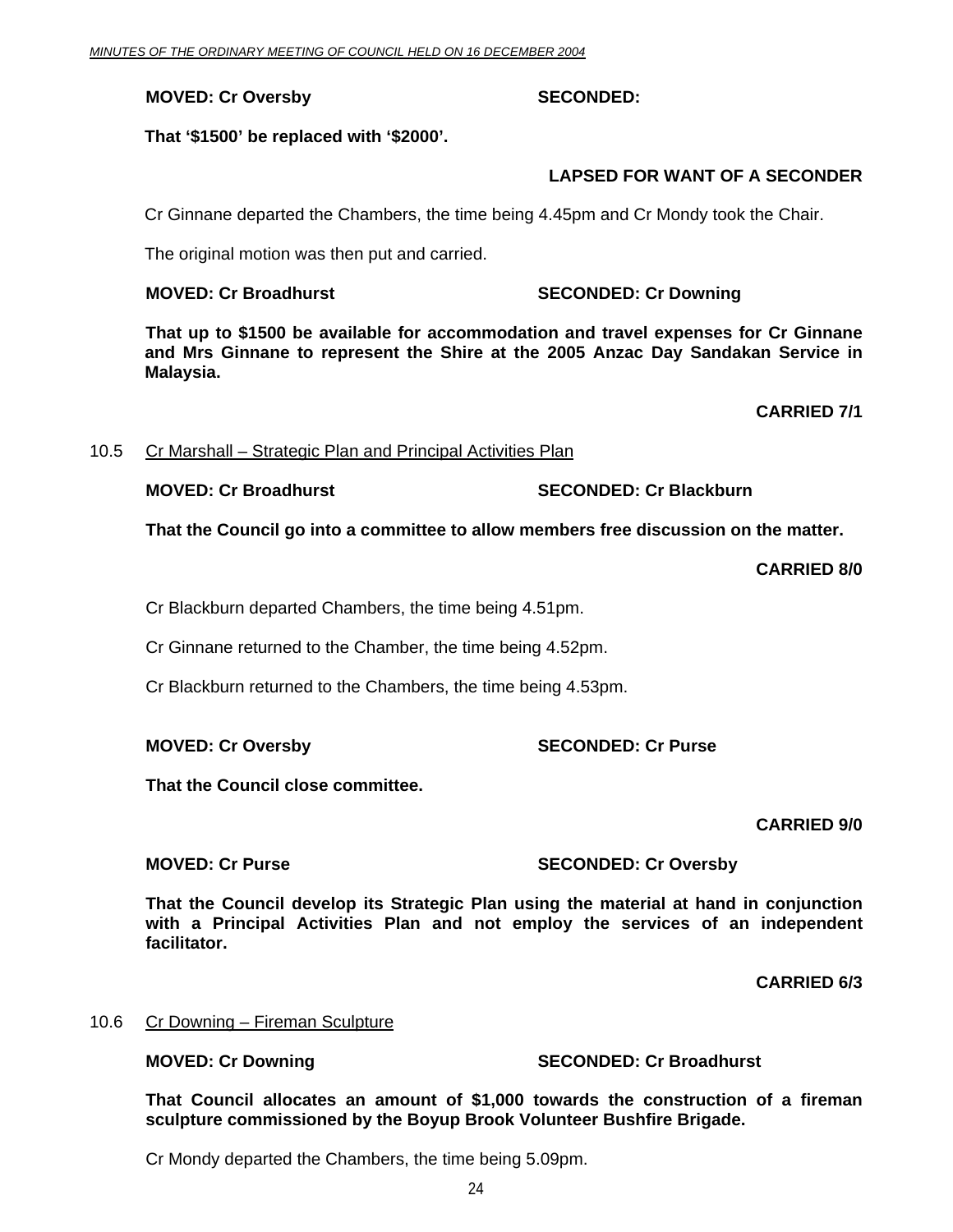**MOVED: Cr Oversby SECONDED:**

**That '$1500' be replaced with '$2000'.**

**LAPSED FOR WANT OF A SECONDER**

Cr Ginnane departed the Chambers, the time being 4.45pm and Cr Mondy took the Chair.

The original motion was then put and carried.

**MOVED: Cr Broadhurst SECONDED: Cr Downing**

**That up to $1500 be available for accommodation and travel expenses for Cr Ginnane and Mrs Ginnane to represent the Shire at the 2005 Anzac Day Sandakan Service in Malaysia.**

**CARRIED 7/1**

10.5 Cr Marshall – Strategic Plan and Principal Activities Plan

**MOVED: Cr Broadhurst SECONDED: Cr Blackburn**

**That the Council go into a committee to allow members free discussion on the matter.**

**CARRIED 8/0**

Cr Blackburn departed Chambers, the time being 4.51pm.

Cr Ginnane returned to the Chamber, the time being 4.52pm.

Cr Blackburn returned to the Chambers, the time being 4.53pm.

**MOVED: Cr Oversby SECONDED: Cr Purse**

**That the Council close committee.**

**CARRIED 9/0**

**MOVED: Cr Purse SECONDED: Cr Oversby**

**That the Council develop its Strategic Plan using the material at hand in conjunction with a Principal Activities Plan and not employ the services of an independent facilitator.**

**CARRIED 6/3**

10.6 Cr Downing – Fireman Sculpture

**MOVED: Cr Downing SECONDED: Cr Broadhurst**

**That Council allocates an amount of $1,000 towards the construction of a fireman sculpture commissioned by the Boyup Brook Volunteer Bushfire Brigade.**

Cr Mondy departed the Chambers, the time being 5.09pm.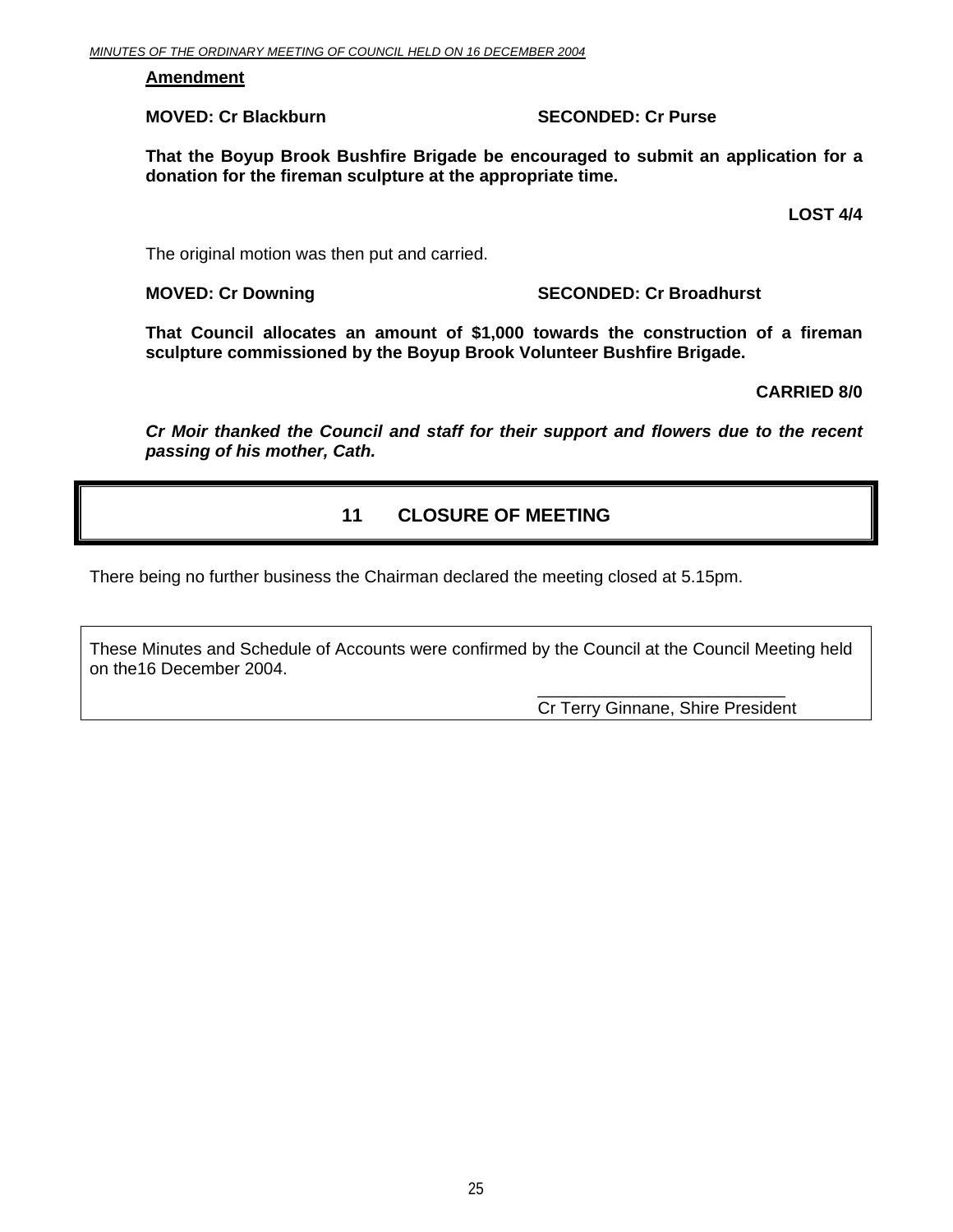**Amendment**

**MOVED: Cr Blackburn SECONDED: Cr Purse**

**That the Boyup Brook Bushfire Brigade be encouraged to submit an application for a donation for the fireman sculpture at the appropriate time.**

**LOST 4/4**

The original motion was then put and carried.

**MOVED: Cr Downing SECONDED: Cr Broadhurst**

**That Council allocates an amount of $1,000 towards the construction of a fireman sculpture commissioned by the Boyup Brook Volunteer Bushfire Brigade.**

**CARRIED 8/0**

***Cr Moir thanked the Council and staff for their support and flowers due to the recent passing of his mother, Cath.***

## 11 CLOSURE OF MEETING

There being no further business the Chairman declared the meeting closed at 5.15pm.

These Minutes and Schedule of Accounts were confirmed by the Council at the Council Meeting held on the16 December 2004.

___________________________

Cr Terry Ginnane, Shire President